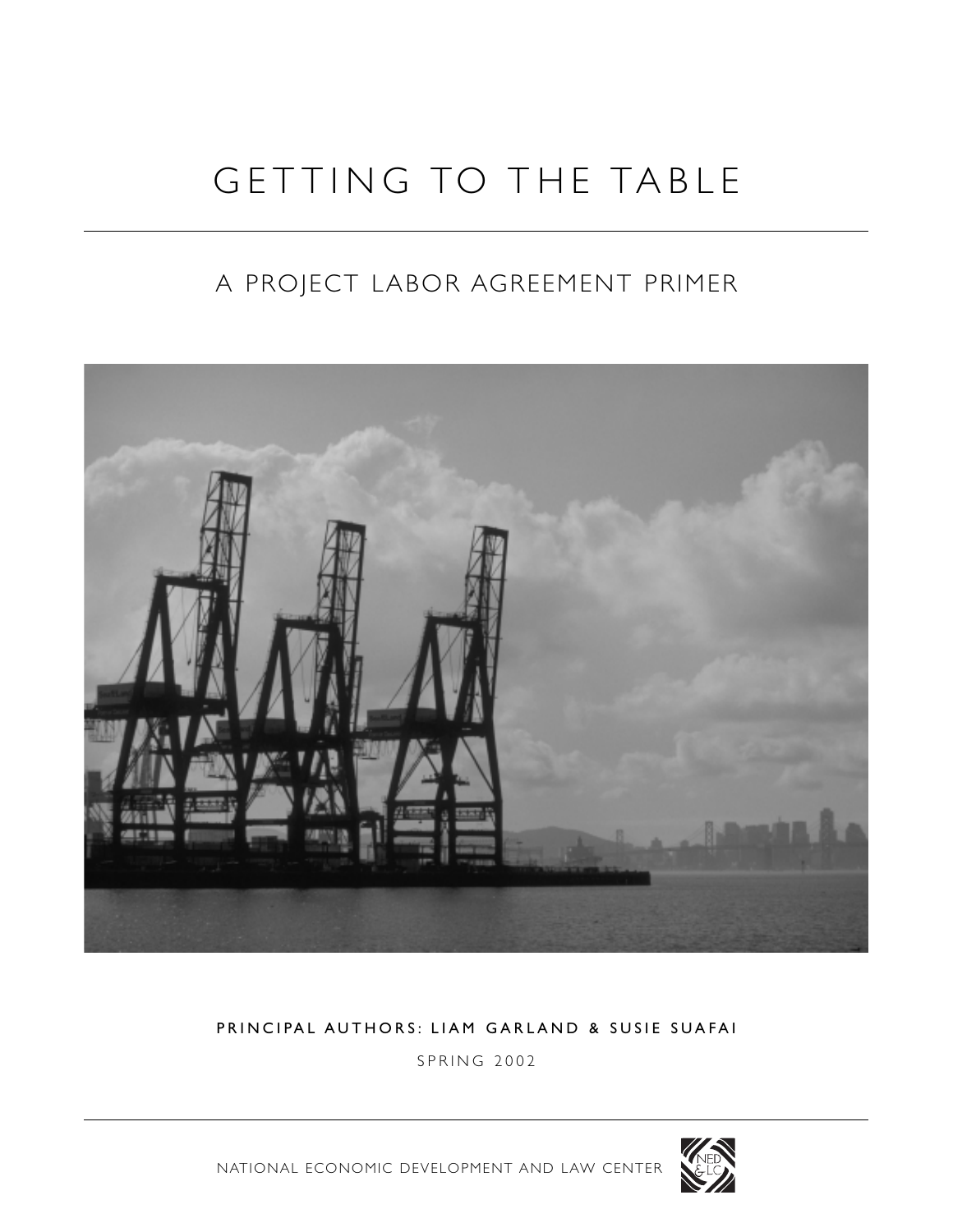# GETTING TO THE TABLE

## A PROJECT LABOR AGREEMENT PRIMER

PRINCIPAL AUTHORS: LIAM GARLAND & SUSIE SUAFAI

SPRING 2002

NATIONAL ECONOMIC DEVELOPMENT AND LAW CENTER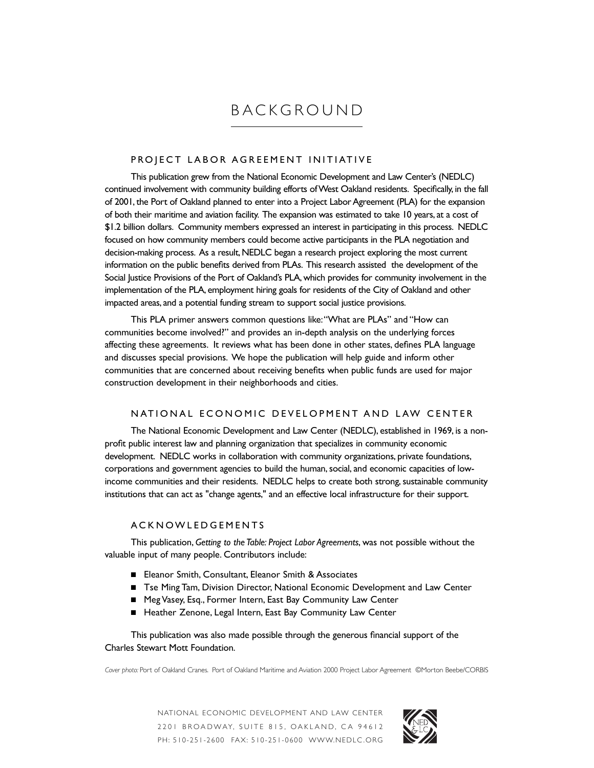# BACKGROUND

## PROJECT LABOR AGREEMENT INITIATIVE

This publication grew from the National Economic Development and Law Center's (NEDLC) continued involvement with community building efforts of West Oakland residents. Specifically, in the fall of 2001, the Port of Oakland planned to enter into a Project Labor Agreement (PLA) for the expansion of both their maritime and aviation facility. The expansion was estimated to take 10 years, at a cost of $1.2 billion dollars. Community members expressed an interest in participating in this process. NEDLC focused on how community members could become active participants in the PLA negotiation and decision-making process. As a result, NEDLC began a research project exploring the most current information on the public benefits derived from PLAs. This research assisted the development of the Social Justice Provisions of the Port of Oakland's PLA, which provides for community involvement in the implementation of the PLA, employment hiring goals for residents of the City of Oakland and other impacted areas, and a potential funding stream to support social justice provisions.

This PLA primer answers common questions like: "What are PLAs" and "How can communities become involved?" and provides an in-depth analysis on the underlying forces affecting these agreements. It reviews what has been done in other states, defines PLA language and discusses special provisions. We hope the publication will help guide and inform other communities that are concerned about receiving benefits when public funds are used for major construction development in their neighborhoods and cities.

## NATIONAL ECONOMIC DEVELOPMENT AND LAW CENTER

The National Economic Development and Law Center (NEDLC), established in 1969, is a non-profit public interest law and planning organization that specializes in community economic development. NEDLC works in collaboration with community organizations, private foundations, corporations and government agencies to build the human, social, and economic capacities of low-income communities and their residents. NEDLC helps to create both strong, sustainable community institutions that can act as "change agents," and an effective local infrastructure for their support.

## ACKNOWLEDGEMENTS

This publication, *Getting to the Table: Project Labor Agreements*, was not possible without the valuable input of many people. Contributors include:

- Eleanor Smith, Consultant, Eleanor Smith & Associates
- Tse Ming Tam, Division Director, National Economic Development and Law Center
- Meg Vasey, Esq., Former Intern, East Bay Community Law Center
- Heather Zenone, Legal Intern, East Bay Community Law Center

This publication was also made possible through the generous financial support of the Charles Stewart Mott Foundation.

*Cover photo:* Port of Oakland Cranes. Port of Oakland Maritime and Aviation 2000 Project Labor Agreement ©Morton Beebe/CORBIS

NATIONAL ECONOMIC DEVELOPMENT AND LAW CENTER
2201 BROADWAY, SUITE 815, OAKLAND, CA 94612
PH: 510-251-2600 FAX: 510-251-0600 WWW.NEDLC.ORG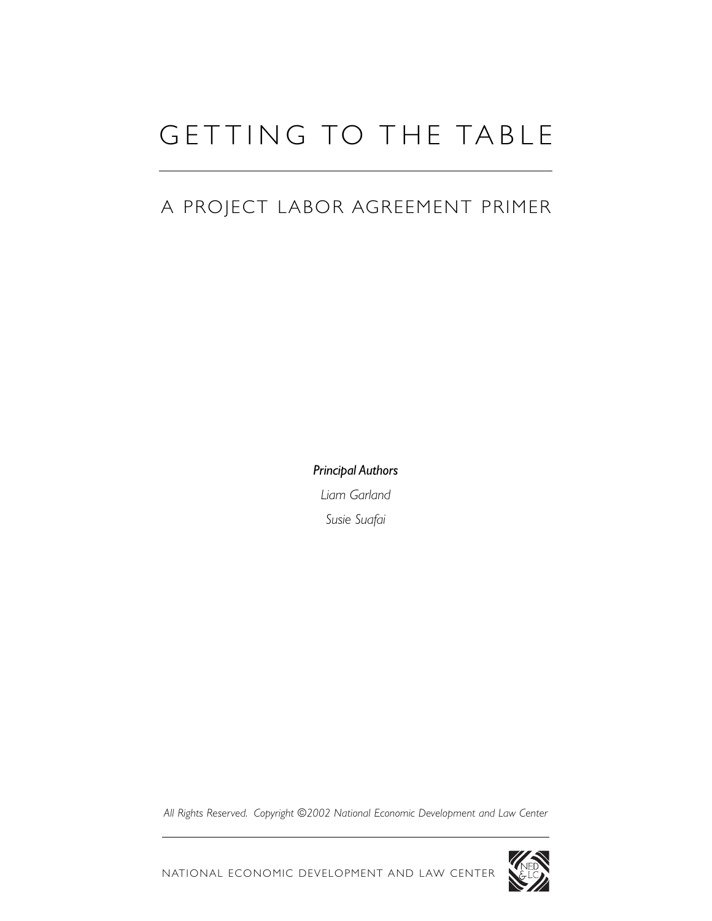# GETTING TO THE TABLE

## A PROJECT LABOR AGREEMENT PRIMER

***Principal Authors***

*Liam Garland*

*Susie Suafai*

*All Rights Reserved. Copyright ©2002 National Economic Development and Law Center*

NATIONAL ECONOMIC DEVELOPMENT AND LAW CENTER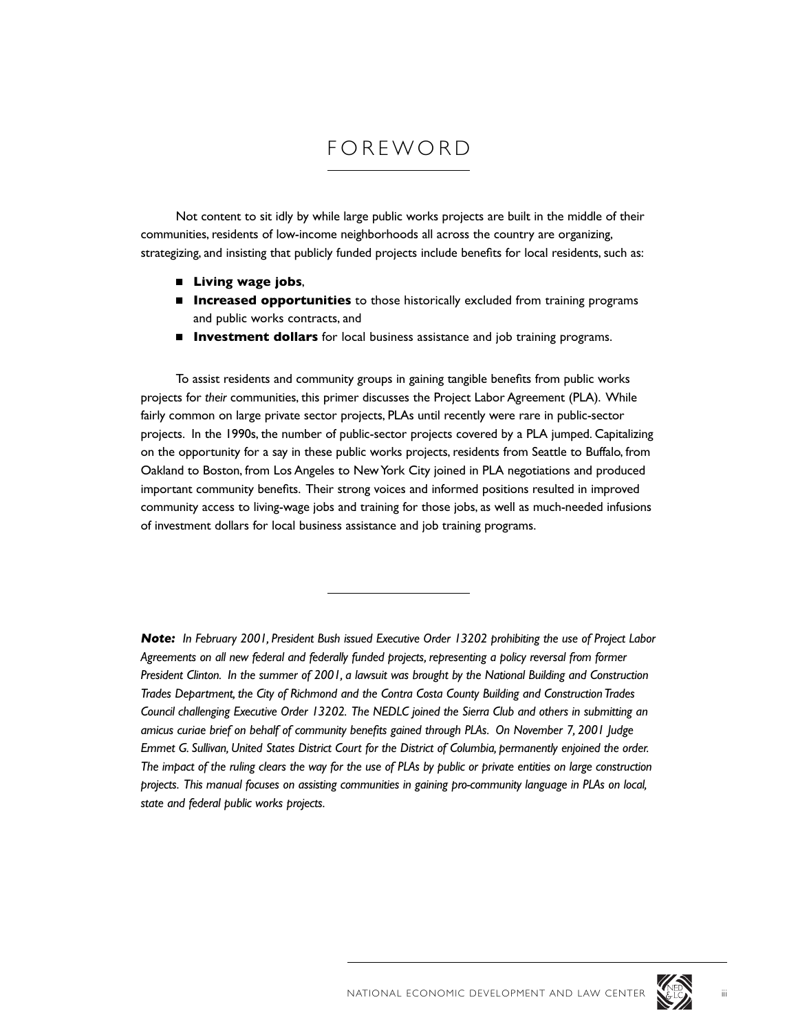# FOREWORD

Not content to sit idly by while large public works projects are built in the middle of their communities, residents of low-income neighborhoods all across the country are organizing, strategizing, and insisting that publicly funded projects include benefits for local residents, such as:

- **Living wage jobs**,
- **Increased opportunities** to those historically excluded from training programs and public works contracts, and
- **Investment dollars** for local business assistance and job training programs.

To assist residents and community groups in gaining tangible benefits from public works projects for *their* communities, this primer discusses the Project Labor Agreement (PLA). While fairly common on large private sector projects, PLAs until recently were rare in public-sector projects. In the 1990s, the number of public-sector projects covered by a PLA jumped. Capitalizing on the opportunity for a say in these public works projects, residents from Seattle to Buffalo, from Oakland to Boston, from Los Angeles to New York City joined in PLA negotiations and produced important community benefits. Their strong voices and informed positions resulted in improved community access to living-wage jobs and training for those jobs, as well as much-needed infusions of investment dollars for local business assistance and job training programs.

---

***Note:*** *In February 2001, President Bush issued Executive Order 13202 prohibiting the use of Project Labor Agreements on all new federal and federally funded projects, representing a policy reversal from former President Clinton. In the summer of 2001, a lawsuit was brought by the National Building and Construction Trades Department, the City of Richmond and the Contra Costa County Building and Construction Trades Council challenging Executive Order 13202. The NEDLC joined the Sierra Club and others in submitting an amicus curiae brief on behalf of community benefits gained through PLAs. On November 7, 2001 Judge Emmet G. Sullivan, United States District Court for the District of Columbia, permanently enjoined the order. The impact of the ruling clears the way for the use of PLAs by public or private entities on large construction projects. This manual focuses on assisting communities in gaining pro-community language in PLAs on local, state and federal public works projects.*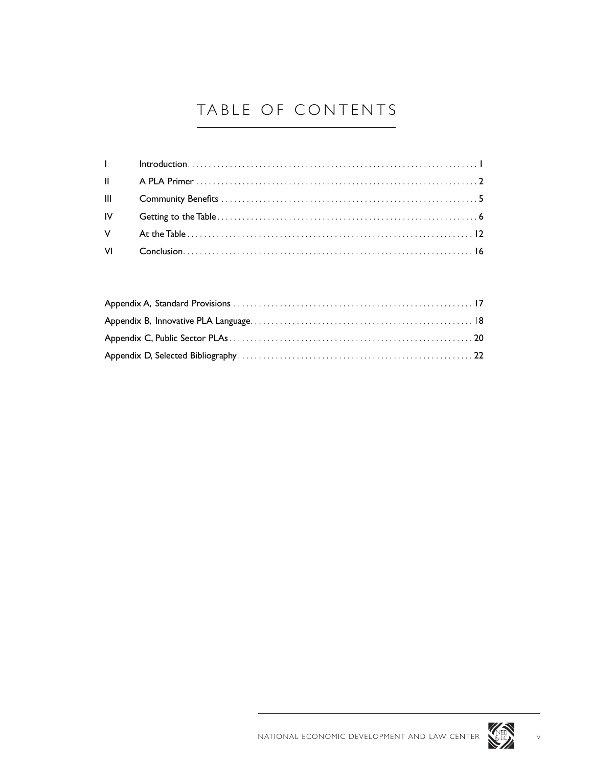# TABLE OF CONTENTS

| | | |
|---|---|---|
| I | Introduction | 1 |
| II | A PLA Primer | 2 |
| III | Community Benefits | 5 |
| IV | Getting to the Table | 6 |
| V | At the Table | 12 |
| VI | Conclusion | 16 |

| | |
|---|---|
| Appendix A, Standard Provisions | 17 |
| Appendix B, Innovative PLA Language | 18 |
| Appendix C, Public Sector PLAs | 20 |
| Appendix D, Selected Bibliography | 22 |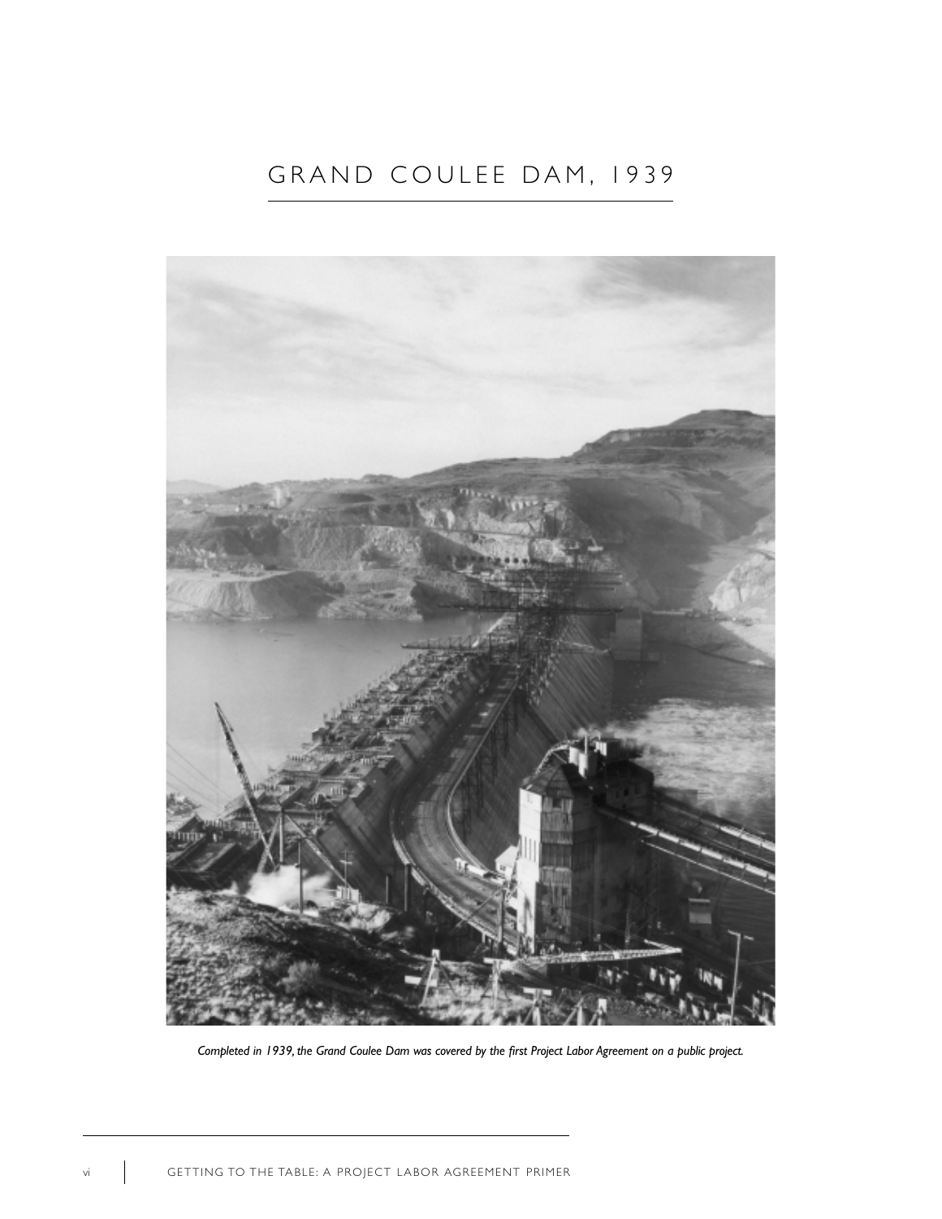# GRAND COULEE DAM, 1939

*Completed in 1939, the Grand Coulee Dam was covered by the first Project Labor Agreement on a public project.*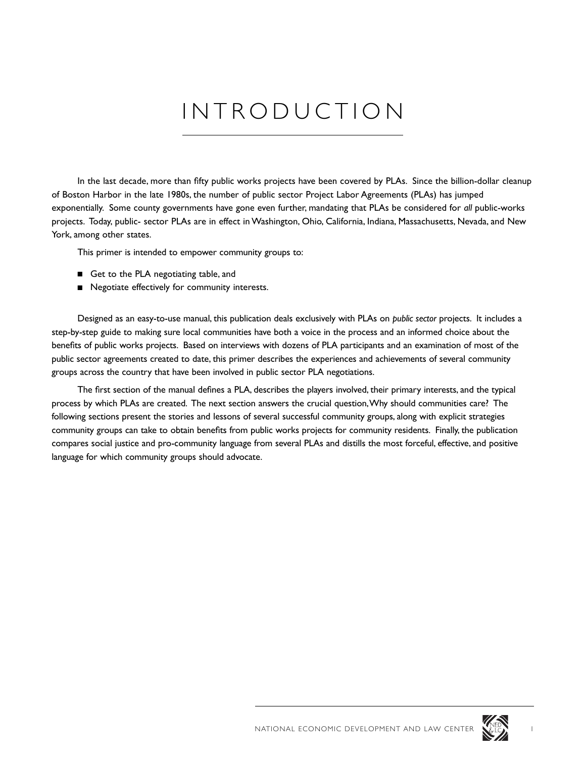# INTRODUCTION

In the last decade, more than fifty public works projects have been covered by PLAs. Since the billion-dollar cleanup of Boston Harbor in the late 1980s, the number of public sector Project Labor Agreements (PLAs) has jumped exponentially. Some county governments have gone even further, mandating that PLAs be considered for *all* public-works projects. Today, public- sector PLAs are in effect in Washington, Ohio, California, Indiana, Massachusetts, Nevada, and New York, among other states.

This primer is intended to empower community groups to:

- Get to the PLA negotiating table, and
- Negotiate effectively for community interests.

Designed as an easy-to-use manual, this publication deals exclusively with PLAs on *public sector* projects. It includes a step-by-step guide to making sure local communities have both a voice in the process and an informed choice about the benefits of public works projects. Based on interviews with dozens of PLA participants and an examination of most of the public sector agreements created to date, this primer describes the experiences and achievements of several community groups across the country that have been involved in public sector PLA negotiations.

The first section of the manual defines a PLA, describes the players involved, their primary interests, and the typical process by which PLAs are created. The next section answers the crucial question, Why should communities care? The following sections present the stories and lessons of several successful community groups, along with explicit strategies community groups can take to obtain benefits from public works projects for community residents. Finally, the publication compares social justice and pro-community language from several PLAs and distills the most forceful, effective, and positive language for which community groups should advocate.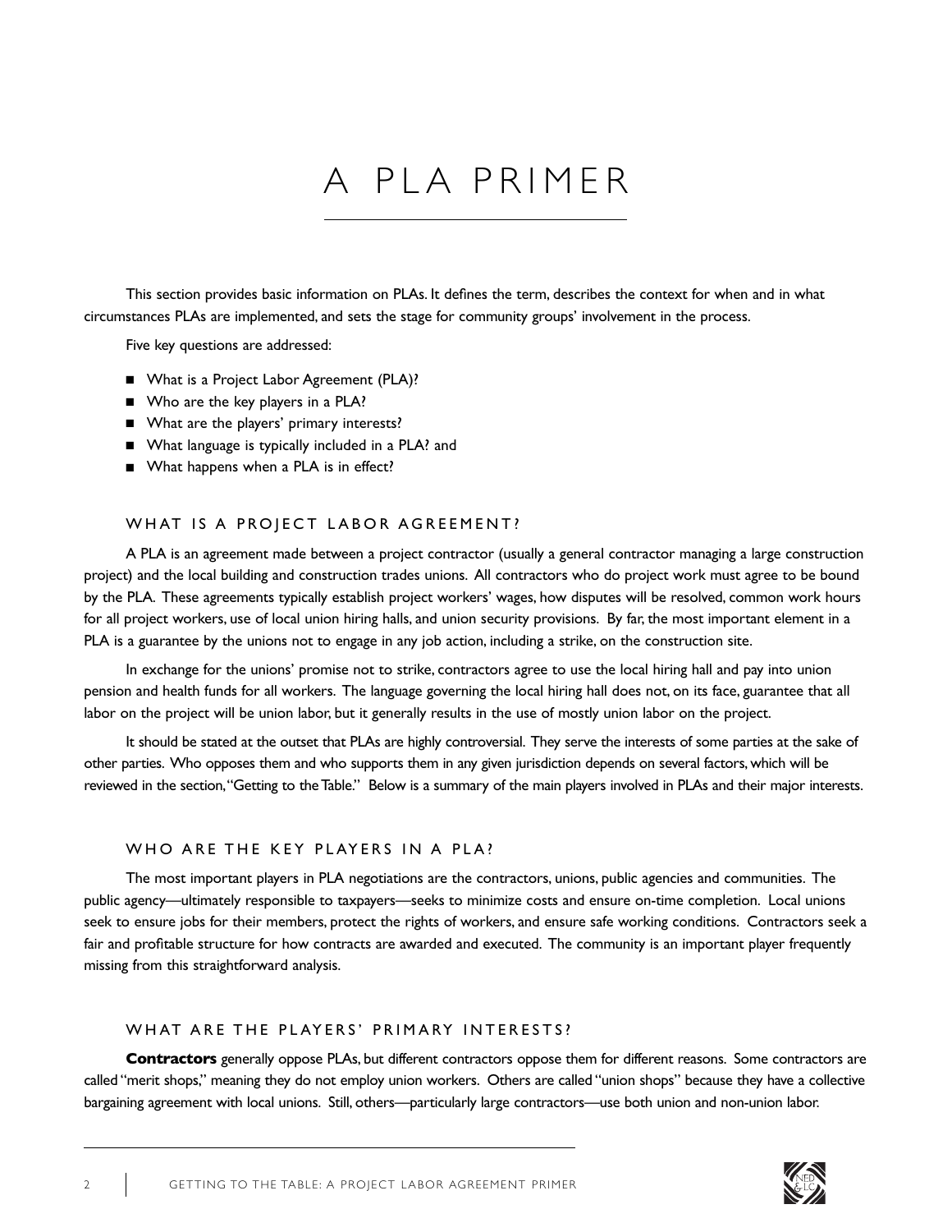# A PLA PRIMER

This section provides basic information on PLAs. It defines the term, describes the context for when and in what circumstances PLAs are implemented, and sets the stage for community groups' involvement in the process.

Five key questions are addressed:

- What is a Project Labor Agreement (PLA)?
- Who are the key players in a PLA?
- What are the players' primary interests?
- What language is typically included in a PLA? and
- What happens when a PLA is in effect?

## WHAT IS A PROJECT LABOR AGREEMENT?

A PLA is an agreement made between a project contractor (usually a general contractor managing a large construction project) and the local building and construction trades unions. All contractors who do project work must agree to be bound by the PLA. These agreements typically establish project workers' wages, how disputes will be resolved, common work hours for all project workers, use of local union hiring halls, and union security provisions. By far, the most important element in a PLA is a guarantee by the unions not to engage in any job action, including a strike, on the construction site.

In exchange for the unions' promise not to strike, contractors agree to use the local hiring hall and pay into union pension and health funds for all workers. The language governing the local hiring hall does not, on its face, guarantee that all labor on the project will be union labor, but it generally results in the use of mostly union labor on the project.

It should be stated at the outset that PLAs are highly controversial. They serve the interests of some parties at the sake of other parties. Who opposes them and who supports them in any given jurisdiction depends on several factors, which will be reviewed in the section, "Getting to the Table." Below is a summary of the main players involved in PLAs and their major interests.

## WHO ARE THE KEY PLAYERS IN A PLA?

The most important players in PLA negotiations are the contractors, unions, public agencies and communities. The public agency—ultimately responsible to taxpayers—seeks to minimize costs and ensure on-time completion. Local unions seek to ensure jobs for their members, protect the rights of workers, and ensure safe working conditions. Contractors seek a fair and profitable structure for how contracts are awarded and executed. The community is an important player frequently missing from this straightforward analysis.

## WHAT ARE THE PLAYERS' PRIMARY INTERESTS?

**Contractors** generally oppose PLAs, but different contractors oppose them for different reasons. Some contractors are called "merit shops," meaning they do not employ union workers. Others are called "union shops" because they have a collective bargaining agreement with local unions. Still, others—particularly large contractors—use both union and non-union labor.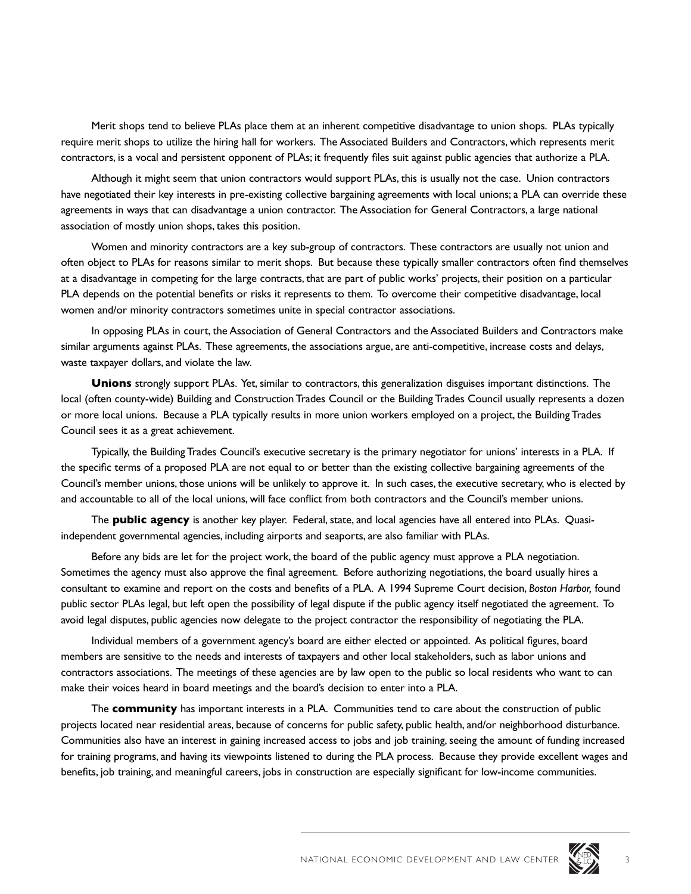Merit shops tend to believe PLAs place them at an inherent competitive disadvantage to union shops. PLAs typically require merit shops to utilize the hiring hall for workers. The Associated Builders and Contractors, which represents merit contractors, is a vocal and persistent opponent of PLAs; it frequently files suit against public agencies that authorize a PLA.

Although it might seem that union contractors would support PLAs, this is usually not the case. Union contractors have negotiated their key interests in pre-existing collective bargaining agreements with local unions; a PLA can override these agreements in ways that can disadvantage a union contractor. The Association for General Contractors, a large national association of mostly union shops, takes this position.

Women and minority contractors are a key sub-group of contractors. These contractors are usually not union and often object to PLAs for reasons similar to merit shops. But because these typically smaller contractors often find themselves at a disadvantage in competing for the large contracts, that are part of public works' projects, their position on a particular PLA depends on the potential benefits or risks it represents to them. To overcome their competitive disadvantage, local women and/or minority contractors sometimes unite in special contractor associations.

In opposing PLAs in court, the Association of General Contractors and the Associated Builders and Contractors make similar arguments against PLAs. These agreements, the associations argue, are anti-competitive, increase costs and delays, waste taxpayer dollars, and violate the law.

**Unions** strongly support PLAs. Yet, similar to contractors, this generalization disguises important distinctions. The local (often county-wide) Building and Construction Trades Council or the Building Trades Council usually represents a dozen or more local unions. Because a PLA typically results in more union workers employed on a project, the Building Trades Council sees it as a great achievement.

Typically, the Building Trades Council's executive secretary is the primary negotiator for unions' interests in a PLA. If the specific terms of a proposed PLA are not equal to or better than the existing collective bargaining agreements of the Council's member unions, those unions will be unlikely to approve it. In such cases, the executive secretary, who is elected by and accountable to all of the local unions, will face conflict from both contractors and the Council's member unions.

The **public agency** is another key player. Federal, state, and local agencies have all entered into PLAs. Quasi-independent governmental agencies, including airports and seaports, are also familiar with PLAs.

Before any bids are let for the project work, the board of the public agency must approve a PLA negotiation. Sometimes the agency must also approve the final agreement. Before authorizing negotiations, the board usually hires a consultant to examine and report on the costs and benefits of a PLA. A 1994 Supreme Court decision, *Boston Harbor,* found public sector PLAs legal, but left open the possibility of legal dispute if the public agency itself negotiated the agreement. To avoid legal disputes, public agencies now delegate to the project contractor the responsibility of negotiating the PLA.

Individual members of a government agency's board are either elected or appointed. As political figures, board members are sensitive to the needs and interests of taxpayers and other local stakeholders, such as labor unions and contractors associations. The meetings of these agencies are by law open to the public so local residents who want to can make their voices heard in board meetings and the board's decision to enter into a PLA.

The **community** has important interests in a PLA. Communities tend to care about the construction of public projects located near residential areas, because of concerns for public safety, public health, and/or neighborhood disturbance. Communities also have an interest in gaining increased access to jobs and job training, seeing the amount of funding increased for training programs, and having its viewpoints listened to during the PLA process. Because they provide excellent wages and benefits, job training, and meaningful careers, jobs in construction are especially significant for low-income communities.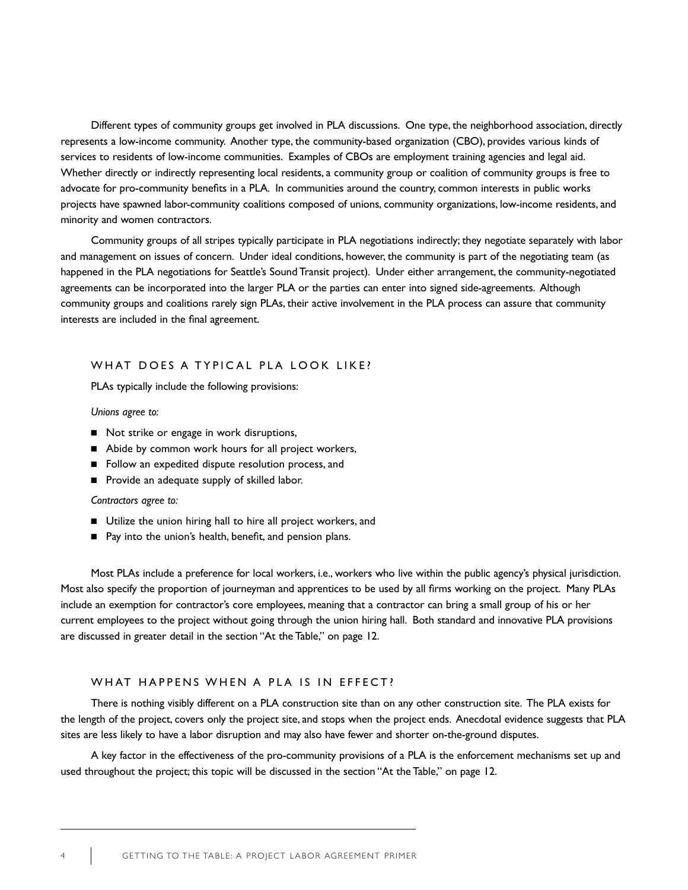Different types of community groups get involved in PLA discussions. One type, the neighborhood association, directly represents a low-income community. Another type, the community-based organization (CBO), provides various kinds of services to residents of low-income communities. Examples of CBOs are employment training agencies and legal aid. Whether directly or indirectly representing local residents, a community group or coalition of community groups is free to advocate for pro-community benefits in a PLA. In communities around the country, common interests in public works projects have spawned labor-community coalitions composed of unions, community organizations, low-income residents, and minority and women contractors.

Community groups of all stripes typically participate in PLA negotiations indirectly; they negotiate separately with labor and management on issues of concern. Under ideal conditions, however, the community is part of the negotiating team (as happened in the PLA negotiations for Seattle's Sound Transit project). Under either arrangement, the community-negotiated agreements can be incorporated into the larger PLA or the parties can enter into signed side-agreements. Although community groups and coalitions rarely sign PLAs, their active involvement in the PLA process can assure that community interests are included in the final agreement.

## WHAT DOES A TYPICAL PLA LOOK LIKE?

PLAs typically include the following provisions:

*Unions agree to:*

- Not strike or engage in work disruptions,
- Abide by common work hours for all project workers,
- Follow an expedited dispute resolution process, and
- Provide an adequate supply of skilled labor.

*Contractors agree to:*

- Utilize the union hiring hall to hire all project workers, and
- Pay into the union's health, benefit, and pension plans.

Most PLAs include a preference for local workers, i.e., workers who live within the public agency's physical jurisdiction. Most also specify the proportion of journeyman and apprentices to be used by all firms working on the project. Many PLAs include an exemption for contractor's core employees, meaning that a contractor can bring a small group of his or her current employees to the project without going through the union hiring hall. Both standard and innovative PLA provisions are discussed in greater detail in the section "At the Table," on page 12.

## WHAT HAPPENS WHEN A PLA IS IN EFFECT?

There is nothing visibly different on a PLA construction site than on any other construction site. The PLA exists for the length of the project, covers only the project site, and stops when the project ends. Anecdotal evidence suggests that PLA sites are less likely to have a labor disruption and may also have fewer and shorter on-the-ground disputes.

A key factor in the effectiveness of the pro-community provisions of a PLA is the enforcement mechanisms set up and used throughout the project; this topic will be discussed in the section "At the Table," on page 12.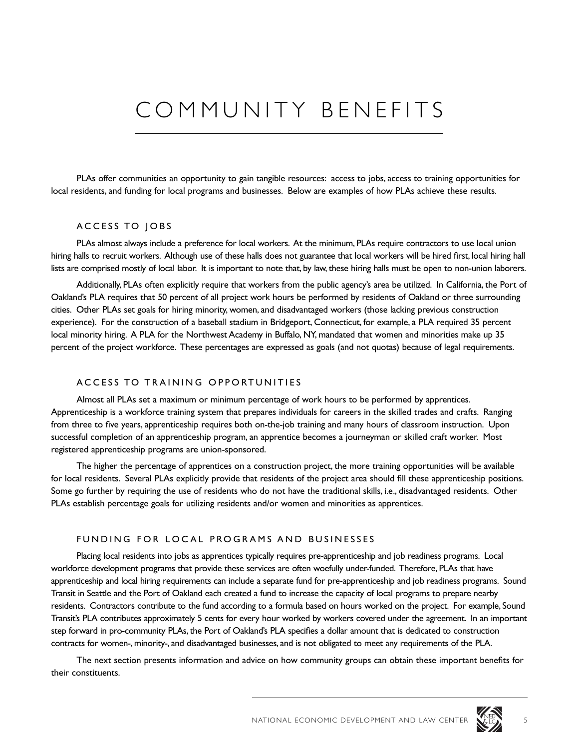# COMMUNITY BENEFITS

PLAs offer communities an opportunity to gain tangible resources: access to jobs, access to training opportunities for local residents, and funding for local programs and businesses. Below are examples of how PLAs achieve these results.

## ACCESS TO JOBS

PLAs almost always include a preference for local workers. At the minimum, PLAs require contractors to use local union hiring halls to recruit workers. Although use of these halls does not guarantee that local workers will be hired first, local hiring hall lists are comprised mostly of local labor. It is important to note that, by law, these hiring halls must be open to non-union laborers.

Additionally, PLAs often explicitly require that workers from the public agency's area be utilized. In California, the Port of Oakland's PLA requires that 50 percent of all project work hours be performed by residents of Oakland or three surrounding cities. Other PLAs set goals for hiring minority, women, and disadvantaged workers (those lacking previous construction experience). For the construction of a baseball stadium in Bridgeport, Connecticut, for example, a PLA required 35 percent local minority hiring. A PLA for the Northwest Academy in Buffalo, NY, mandated that women and minorities make up 35 percent of the project workforce. These percentages are expressed as goals (and not quotas) because of legal requirements.

## ACCESS TO TRAINING OPPORTUNITIES

Almost all PLAs set a maximum or minimum percentage of work hours to be performed by apprentices. Apprenticeship is a workforce training system that prepares individuals for careers in the skilled trades and crafts. Ranging from three to five years, apprenticeship requires both on-the-job training and many hours of classroom instruction. Upon successful completion of an apprenticeship program, an apprentice becomes a journeyman or skilled craft worker. Most registered apprenticeship programs are union-sponsored.

The higher the percentage of apprentices on a construction project, the more training opportunities will be available for local residents. Several PLAs explicitly provide that residents of the project area should fill these apprenticeship positions. Some go further by requiring the use of residents who do not have the traditional skills, i.e., disadvantaged residents. Other PLAs establish percentage goals for utilizing residents and/or women and minorities as apprentices.

## FUNDING FOR LOCAL PROGRAMS AND BUSINESSES

Placing local residents into jobs as apprentices typically requires pre-apprenticeship and job readiness programs. Local workforce development programs that provide these services are often woefully under-funded. Therefore, PLAs that have apprenticeship and local hiring requirements can include a separate fund for pre-apprenticeship and job readiness programs. Sound Transit in Seattle and the Port of Oakland each created a fund to increase the capacity of local programs to prepare nearby residents. Contractors contribute to the fund according to a formula based on hours worked on the project. For example, Sound Transit's PLA contributes approximately 5 cents for every hour worked by workers covered under the agreement. In an important step forward in pro-community PLAs, the Port of Oakland's PLA specifies a dollar amount that is dedicated to construction contracts for women-, minority-, and disadvantaged businesses, and is not obligated to meet any requirements of the PLA.

The next section presents information and advice on how community groups can obtain these important benefits for their constituents.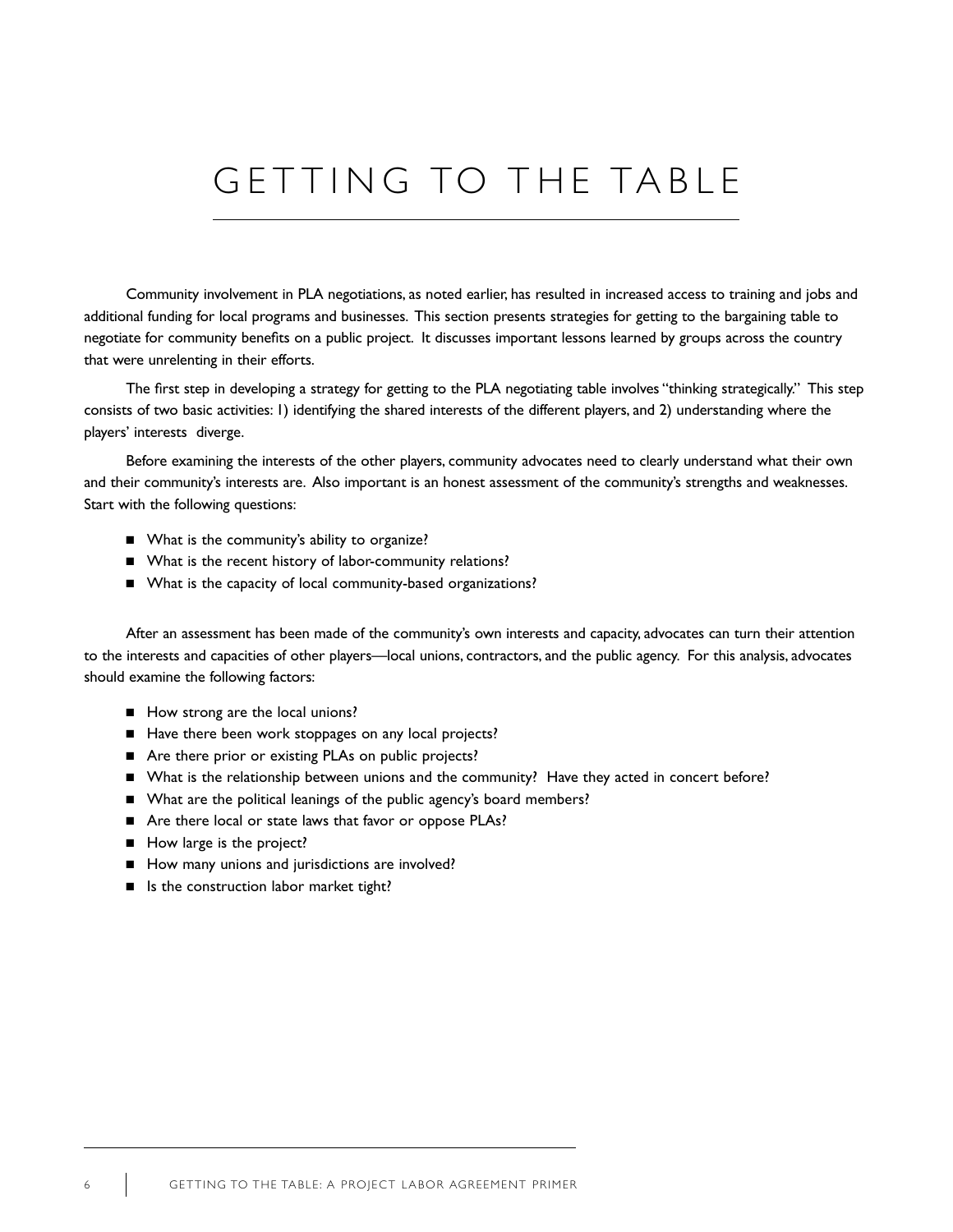# GETTING TO THE TABLE

Community involvement in PLA negotiations, as noted earlier, has resulted in increased access to training and jobs and additional funding for local programs and businesses. This section presents strategies for getting to the bargaining table to negotiate for community benefits on a public project. It discusses important lessons learned by groups across the country that were unrelenting in their efforts.

The first step in developing a strategy for getting to the PLA negotiating table involves "thinking strategically." This step consists of two basic activities: 1) identifying the shared interests of the different players, and 2) understanding where the players' interests diverge.

Before examining the interests of the other players, community advocates need to clearly understand what their own and their community's interests are. Also important is an honest assessment of the community's strengths and weaknesses. Start with the following questions:

- What is the community's ability to organize?
- What is the recent history of labor-community relations?
- What is the capacity of local community-based organizations?

After an assessment has been made of the community's own interests and capacity, advocates can turn their attention to the interests and capacities of other players—local unions, contractors, and the public agency. For this analysis, advocates should examine the following factors:

- How strong are the local unions?
- Have there been work stoppages on any local projects?
- Are there prior or existing PLAs on public projects?
- What is the relationship between unions and the community? Have they acted in concert before?
- What are the political leanings of the public agency's board members?
- Are there local or state laws that favor or oppose PLAs?
- How large is the project?
- How many unions and jurisdictions are involved?
- Is the construction labor market tight?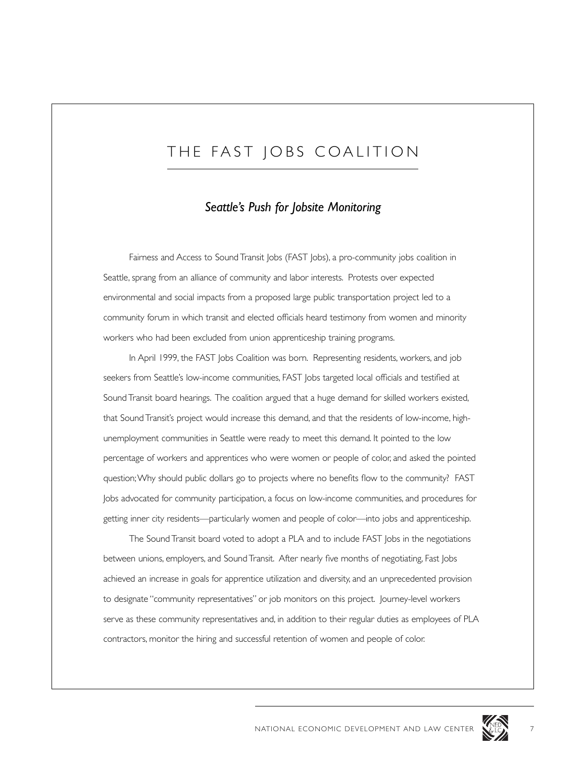# THE FAST JOBS COALITION

## *Seattle's Push for Jobsite Monitoring*

Fairness and Access to Sound Transit Jobs (FAST Jobs), a pro-community jobs coalition in Seattle, sprang from an alliance of community and labor interests. Protests over expected environmental and social impacts from a proposed large public transportation project led to a community forum in which transit and elected officials heard testimony from women and minority workers who had been excluded from union apprenticeship training programs.

In April 1999, the FAST Jobs Coalition was born. Representing residents, workers, and job seekers from Seattle's low-income communities, FAST Jobs targeted local officials and testified at Sound Transit board hearings. The coalition argued that a huge demand for skilled workers existed, that Sound Transit's project would increase this demand, and that the residents of low-income, high-unemployment communities in Seattle were ready to meet this demand. It pointed to the low percentage of workers and apprentices who were women or people of color, and asked the pointed question; Why should public dollars go to projects where no benefits flow to the community? FAST Jobs advocated for community participation, a focus on low-income communities, and procedures for getting inner city residents—particularly women and people of color—into jobs and apprenticeship.

The Sound Transit board voted to adopt a PLA and to include FAST Jobs in the negotiations between unions, employers, and Sound Transit. After nearly five months of negotiating, Fast Jobs achieved an increase in goals for apprentice utilization and diversity, and an unprecedented provision to designate "community representatives" or job monitors on this project. Journey-level workers serve as these community representatives and, in addition to their regular duties as employees of PLA contractors, monitor the hiring and successful retention of women and people of color.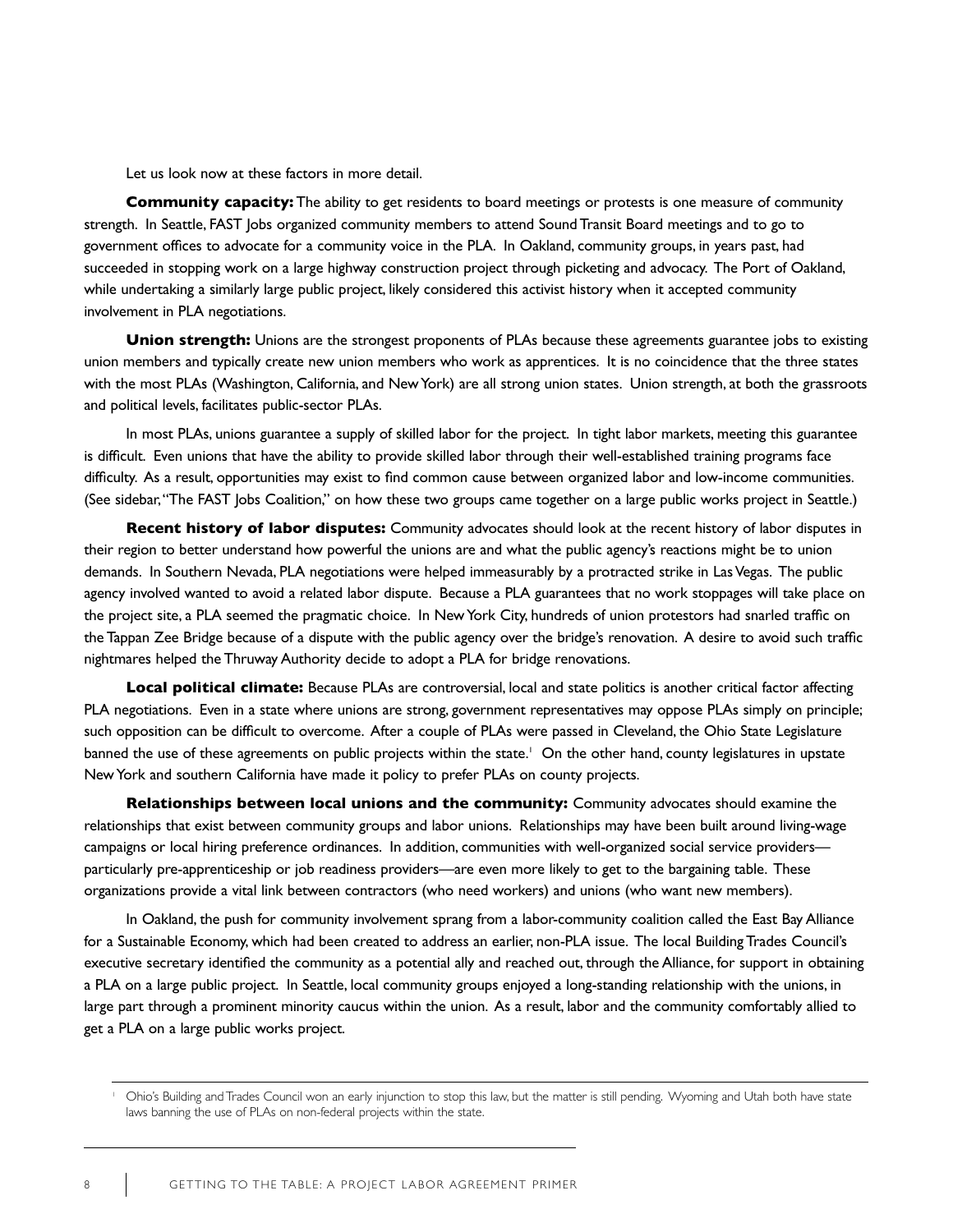Let us look now at these factors in more detail.

**Community capacity:** The ability to get residents to board meetings or protests is one measure of community strength. In Seattle, FAST Jobs organized community members to attend Sound Transit Board meetings and to go to government offices to advocate for a community voice in the PLA. In Oakland, community groups, in years past, had succeeded in stopping work on a large highway construction project through picketing and advocacy. The Port of Oakland, while undertaking a similarly large public project, likely considered this activist history when it accepted community involvement in PLA negotiations.

**Union strength:** Unions are the strongest proponents of PLAs because these agreements guarantee jobs to existing union members and typically create new union members who work as apprentices. It is no coincidence that the three states with the most PLAs (Washington, California, and New York) are all strong union states. Union strength, at both the grassroots and political levels, facilitates public-sector PLAs.

In most PLAs, unions guarantee a supply of skilled labor for the project. In tight labor markets, meeting this guarantee is difficult. Even unions that have the ability to provide skilled labor through their well-established training programs face difficulty. As a result, opportunities may exist to find common cause between organized labor and low-income communities. (See sidebar, "The FAST Jobs Coalition," on how these two groups came together on a large public works project in Seattle.)

**Recent history of labor disputes:** Community advocates should look at the recent history of labor disputes in their region to better understand how powerful the unions are and what the public agency's reactions might be to union demands. In Southern Nevada, PLA negotiations were helped immeasurably by a protracted strike in Las Vegas. The public agency involved wanted to avoid a related labor dispute. Because a PLA guarantees that no work stoppages will take place on the project site, a PLA seemed the pragmatic choice. In New York City, hundreds of union protestors had snarled traffic on the Tappan Zee Bridge because of a dispute with the public agency over the bridge's renovation. A desire to avoid such traffic nightmares helped the Thruway Authority decide to adopt a PLA for bridge renovations.

**Local political climate:** Because PLAs are controversial, local and state politics is another critical factor affecting PLA negotiations. Even in a state where unions are strong, government representatives may oppose PLAs simply on principle; such opposition can be difficult to overcome. After a couple of PLAs were passed in Cleveland, the Ohio State Legislature banned the use of these agreements on public projects within the state.[1] On the other hand, county legislatures in upstate New York and southern California have made it policy to prefer PLAs on county projects.

**Relationships between local unions and the community:** Community advocates should examine the relationships that exist between community groups and labor unions. Relationships may have been built around living-wage campaigns or local hiring preference ordinances. In addition, communities with well-organized social service providers—particularly pre-apprenticeship or job readiness providers—are even more likely to get to the bargaining table. These organizations provide a vital link between contractors (who need workers) and unions (who want new members).

In Oakland, the push for community involvement sprang from a labor-community coalition called the East Bay Alliance for a Sustainable Economy, which had been created to address an earlier, non-PLA issue. The local Building Trades Council's executive secretary identified the community as a potential ally and reached out, through the Alliance, for support in obtaining a PLA on a large public project. In Seattle, local community groups enjoyed a long-standing relationship with the unions, in large part through a prominent minority caucus within the union. As a result, labor and the community comfortably allied to get a PLA on a large public works project.

---

[1] Ohio's Building and Trades Council won an early injunction to stop this law, but the matter is still pending. Wyoming and Utah both have state laws banning the use of PLAs on non-federal projects within the state.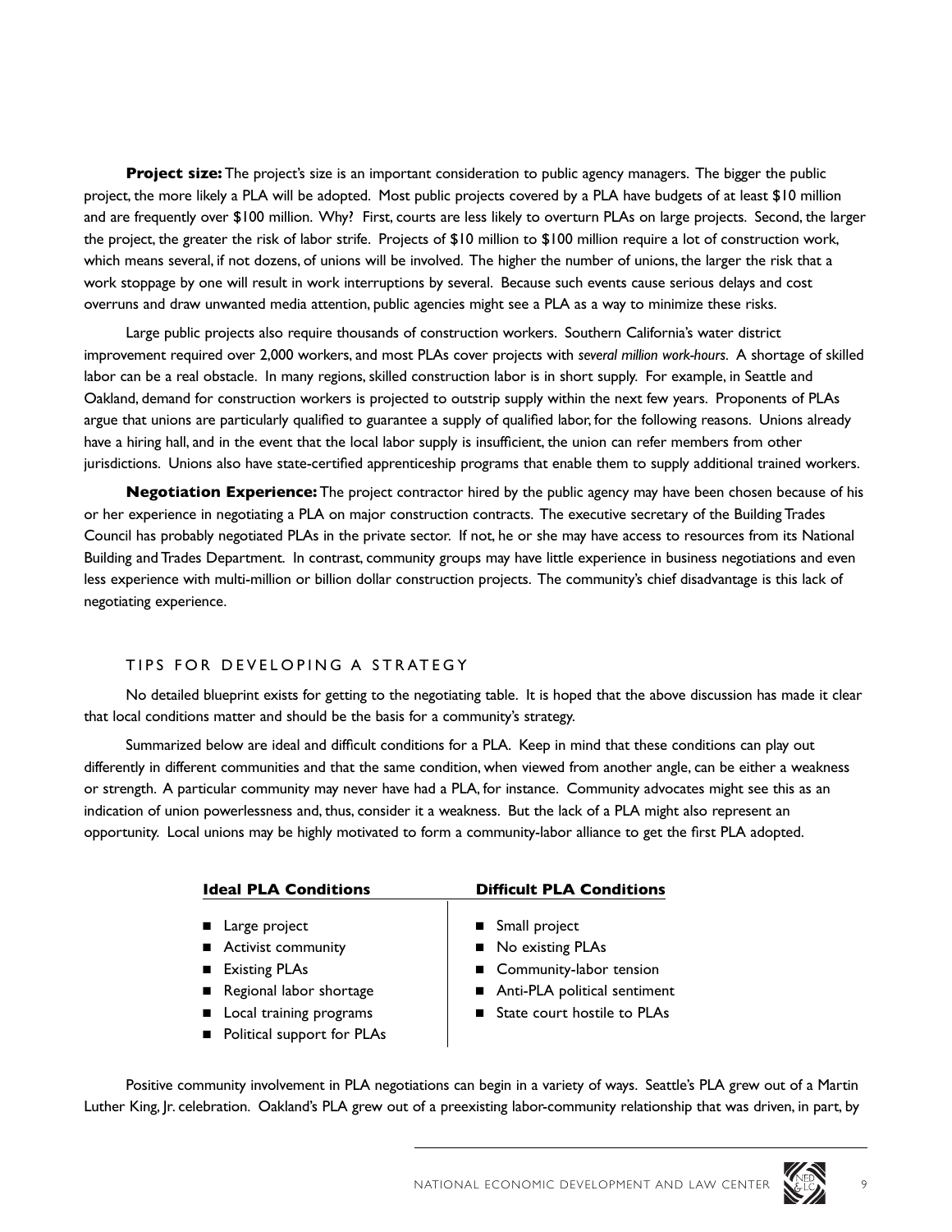**Project size:** The project's size is an important consideration to public agency managers. The bigger the public project, the more likely a PLA will be adopted. Most public projects covered by a PLA have budgets of at least $10 million and are frequently over $100 million. Why? First, courts are less likely to overturn PLAs on large projects. Second, the larger the project, the greater the risk of labor strife. Projects of $10 million to $100 million require a lot of construction work, which means several, if not dozens, of unions will be involved. The higher the number of unions, the larger the risk that a work stoppage by one will result in work interruptions by several. Because such events cause serious delays and cost overruns and draw unwanted media attention, public agencies might see a PLA as a way to minimize these risks.

Large public projects also require thousands of construction workers. Southern California's water district improvement required over 2,000 workers, and most PLAs cover projects with *several million work-hours*. A shortage of skilled labor can be a real obstacle. In many regions, skilled construction labor is in short supply. For example, in Seattle and Oakland, demand for construction workers is projected to outstrip supply within the next few years. Proponents of PLAs argue that unions are particularly qualified to guarantee a supply of qualified labor, for the following reasons. Unions already have a hiring hall, and in the event that the local labor supply is insufficient, the union can refer members from other jurisdictions. Unions also have state-certified apprenticeship programs that enable them to supply additional trained workers.

**Negotiation Experience:** The project contractor hired by the public agency may have been chosen because of his or her experience in negotiating a PLA on major construction contracts. The executive secretary of the Building Trades Council has probably negotiated PLAs in the private sector. If not, he or she may have access to resources from its National Building and Trades Department. In contrast, community groups may have little experience in business negotiations and even less experience with multi-million or billion dollar construction projects. The community's chief disadvantage is this lack of negotiating experience.

## TIPS FOR DEVELOPING A STRATEGY

No detailed blueprint exists for getting to the negotiating table. It is hoped that the above discussion has made it clear that local conditions matter and should be the basis for a community's strategy.

Summarized below are ideal and difficult conditions for a PLA. Keep in mind that these conditions can play out differently in different communities and that the same condition, when viewed from another angle, can be either a weakness or strength. A particular community may never have had a PLA, for instance. Community advocates might see this as an indication of union powerlessness and, thus, consider it a weakness. But the lack of a PLA might also represent an opportunity. Local unions may be highly motivated to form a community-labor alliance to get the first PLA adopted.

| Ideal PLA Conditions | Difficult PLA Conditions |
|---|---|
| Large project | Small project |
| Activist community | No existing PLAs |
| Existing PLAs | Community-labor tension |
| Regional labor shortage | Anti-PLA political sentiment |
| Local training programs | State court hostile to PLAs |
| Political support for PLAs | |

Positive community involvement in PLA negotiations can begin in a variety of ways. Seattle's PLA grew out of a Martin Luther King, Jr. celebration. Oakland's PLA grew out of a preexisting labor-community relationship that was driven, in part, by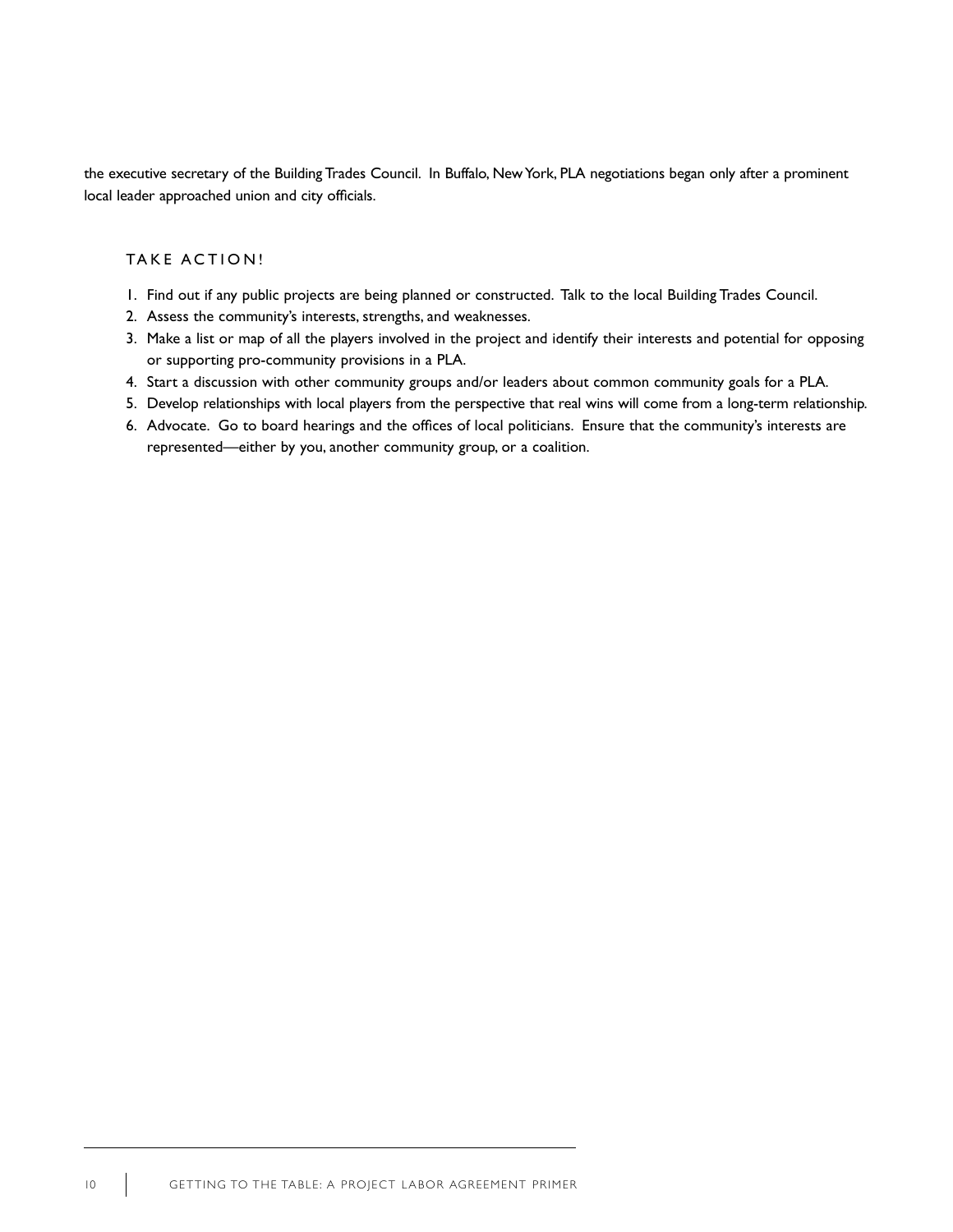the executive secretary of the Building Trades Council. In Buffalo, New York, PLA negotiations began only after a prominent local leader approached union and city officials.

### TAKE ACTION!

1. Find out if any public projects are being planned or constructed. Talk to the local Building Trades Council.
2. Assess the community's interests, strengths, and weaknesses.
3. Make a list or map of all the players involved in the project and identify their interests and potential for opposing or supporting pro-community provisions in a PLA.
4. Start a discussion with other community groups and/or leaders about common community goals for a PLA.
5. Develop relationships with local players from the perspective that real wins will come from a long-term relationship.
6. Advocate. Go to board hearings and the offices of local politicians. Ensure that the community's interests are represented—either by you, another community group, or a coalition.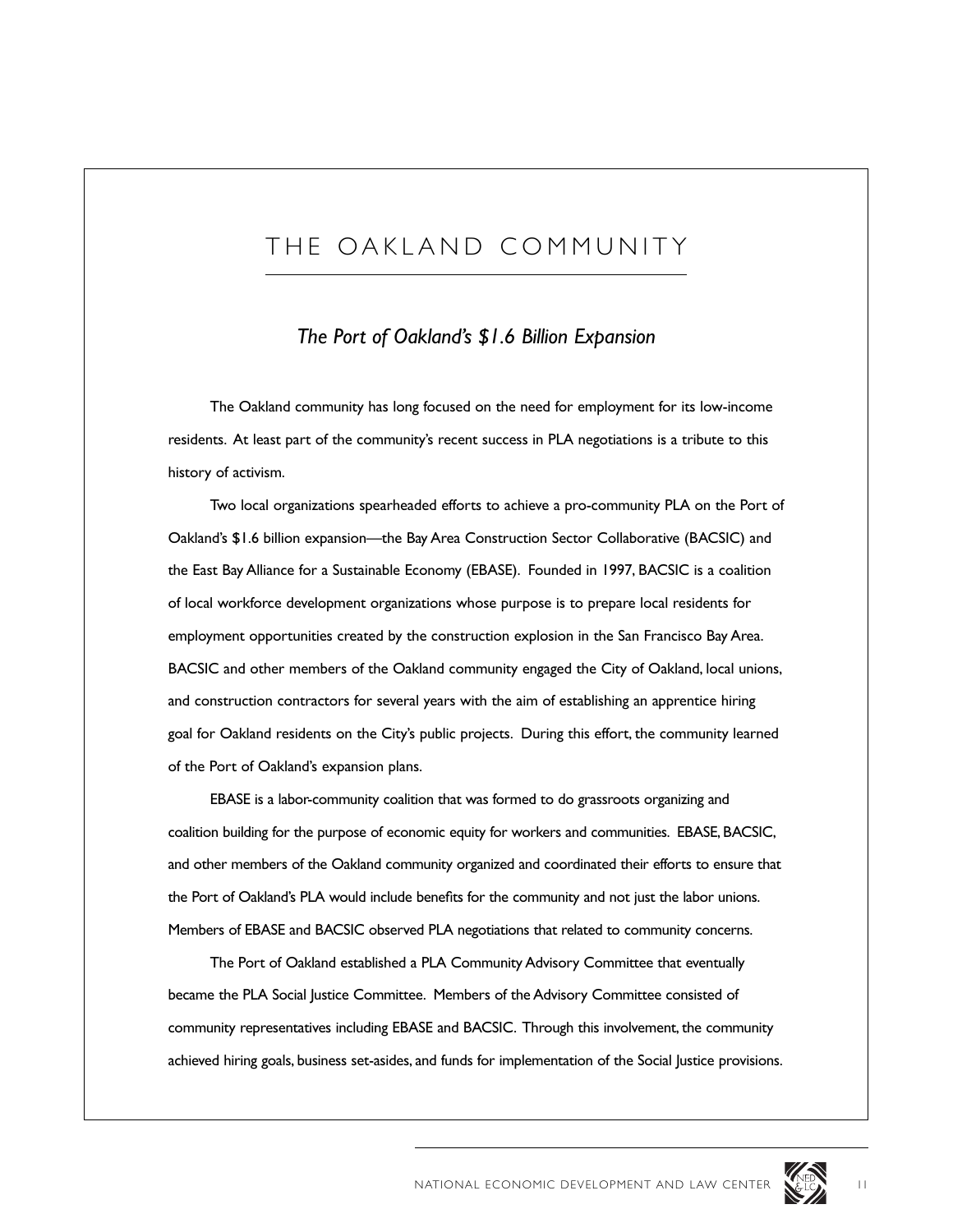# THE OAKLAND COMMUNITY

## *The Port of Oakland's $1.6 Billion Expansion*

The Oakland community has long focused on the need for employment for its low-income residents. At least part of the community's recent success in PLA negotiations is a tribute to this history of activism.

Two local organizations spearheaded efforts to achieve a pro-community PLA on the Port of Oakland's $1.6 billion expansion—the Bay Area Construction Sector Collaborative (BACSIC) and the East Bay Alliance for a Sustainable Economy (EBASE). Founded in 1997, BACSIC is a coalition of local workforce development organizations whose purpose is to prepare local residents for employment opportunities created by the construction explosion in the San Francisco Bay Area. BACSIC and other members of the Oakland community engaged the City of Oakland, local unions, and construction contractors for several years with the aim of establishing an apprentice hiring goal for Oakland residents on the City's public projects. During this effort, the community learned of the Port of Oakland's expansion plans.

EBASE is a labor-community coalition that was formed to do grassroots organizing and coalition building for the purpose of economic equity for workers and communities. EBASE, BACSIC, and other members of the Oakland community organized and coordinated their efforts to ensure that the Port of Oakland's PLA would include benefits for the community and not just the labor unions. Members of EBASE and BACSIC observed PLA negotiations that related to community concerns.

The Port of Oakland established a PLA Community Advisory Committee that eventually became the PLA Social Justice Committee. Members of the Advisory Committee consisted of community representatives including EBASE and BACSIC. Through this involvement, the community achieved hiring goals, business set-asides, and funds for implementation of the Social Justice provisions.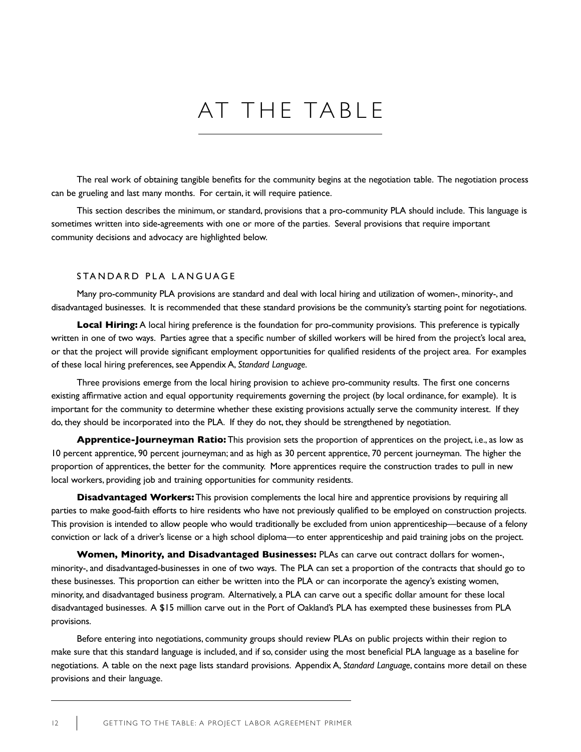# AT THE TABLE

The real work of obtaining tangible benefits for the community begins at the negotiation table. The negotiation process can be grueling and last many months. For certain, it will require patience.

This section describes the minimum, or standard, provisions that a pro-community PLA should include. This language is sometimes written into side-agreements with one or more of the parties. Several provisions that require important community decisions and advocacy are highlighted below.

## STANDARD PLA LANGUAGE

Many pro-community PLA provisions are standard and deal with local hiring and utilization of women-, minority-, and disadvantaged businesses. It is recommended that these standard provisions be the community's starting point for negotiations.

**Local Hiring:** A local hiring preference is the foundation for pro-community provisions. This preference is typically written in one of two ways. Parties agree that a specific number of skilled workers will be hired from the project's local area, or that the project will provide significant employment opportunities for qualified residents of the project area. For examples of these local hiring preferences, see Appendix A, *Standard Language*.

Three provisions emerge from the local hiring provision to achieve pro-community results. The first one concerns existing affirmative action and equal opportunity requirements governing the project (by local ordinance, for example). It is important for the community to determine whether these existing provisions actually serve the community interest. If they do, they should be incorporated into the PLA. If they do not, they should be strengthened by negotiation.

**Apprentice-Journeyman Ratio:** This provision sets the proportion of apprentices on the project, i.e., as low as 10 percent apprentice, 90 percent journeyman; and as high as 30 percent apprentice, 70 percent journeyman. The higher the proportion of apprentices, the better for the community. More apprentices require the construction trades to pull in new local workers, providing job and training opportunities for community residents.

**Disadvantaged Workers:** This provision complements the local hire and apprentice provisions by requiring all parties to make good-faith efforts to hire residents who have not previously qualified to be employed on construction projects. This provision is intended to allow people who would traditionally be excluded from union apprenticeship—because of a felony conviction or lack of a driver's license or a high school diploma—to enter apprenticeship and paid training jobs on the project.

**Women, Minority, and Disadvantaged Businesses:** PLAs can carve out contract dollars for women-, minority-, and disadvantaged-businesses in one of two ways. The PLA can set a proportion of the contracts that should go to these businesses. This proportion can either be written into the PLA or can incorporate the agency's existing women, minority, and disadvantaged business program. Alternatively, a PLA can carve out a specific dollar amount for these local disadvantaged businesses. A $15 million carve out in the Port of Oakland's PLA has exempted these businesses from PLA provisions.

Before entering into negotiations, community groups should review PLAs on public projects within their region to make sure that this standard language is included, and if so, consider using the most beneficial PLA language as a baseline for negotiations. A table on the next page lists standard provisions. Appendix A, *Standard Language*, contains more detail on these provisions and their language.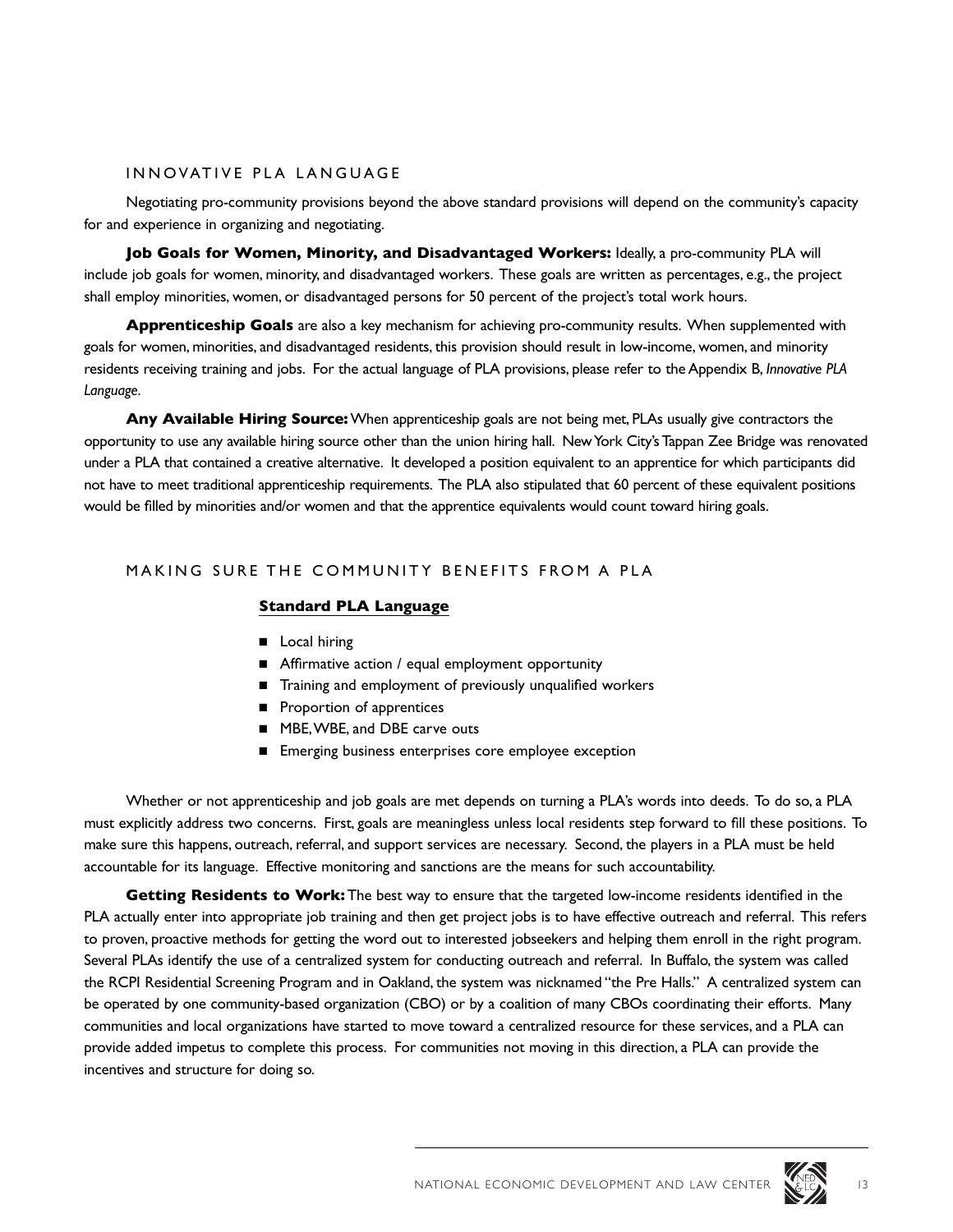## INNOVATIVE PLA LANGUAGE

Negotiating pro-community provisions beyond the above standard provisions will depend on the community's capacity for and experience in organizing and negotiating.

**Job Goals for Women, Minority, and Disadvantaged Workers:** Ideally, a pro-community PLA will include job goals for women, minority, and disadvantaged workers. These goals are written as percentages, e.g., the project shall employ minorities, women, or disadvantaged persons for 50 percent of the project's total work hours.

**Apprenticeship Goals** are also a key mechanism for achieving pro-community results. When supplemented with goals for women, minorities, and disadvantaged residents, this provision should result in low-income, women, and minority residents receiving training and jobs. For the actual language of PLA provisions, please refer to the Appendix B, *Innovative PLA Language*.

**Any Available Hiring Source:** When apprenticeship goals are not being met, PLAs usually give contractors the opportunity to use any available hiring source other than the union hiring hall. New York City's Tappan Zee Bridge was renovated under a PLA that contained a creative alternative. It developed a position equivalent to an apprentice for which participants did not have to meet traditional apprenticeship requirements. The PLA also stipulated that 60 percent of these equivalent positions would be filled by minorities and/or women and that the apprentice equivalents would count toward hiring goals.

## MAKING SURE THE COMMUNITY BENEFITS FROM A PLA

**Standard PLA Language**

- Local hiring
- Affirmative action / equal employment opportunity
- Training and employment of previously unqualified workers
- Proportion of apprentices
- MBE, WBE, and DBE carve outs
- Emerging business enterprises core employee exception

Whether or not apprenticeship and job goals are met depends on turning a PLA's words into deeds. To do so, a PLA must explicitly address two concerns. First, goals are meaningless unless local residents step forward to fill these positions. To make sure this happens, outreach, referral, and support services are necessary. Second, the players in a PLA must be held accountable for its language. Effective monitoring and sanctions are the means for such accountability.

**Getting Residents to Work:** The best way to ensure that the targeted low-income residents identified in the PLA actually enter into appropriate job training and then get project jobs is to have effective outreach and referral. This refers to proven, proactive methods for getting the word out to interested jobseekers and helping them enroll in the right program. Several PLAs identify the use of a centralized system for conducting outreach and referral. In Buffalo, the system was called the RCPI Residential Screening Program and in Oakland, the system was nicknamed "the Pre Halls." A centralized system can be operated by one community-based organization (CBO) or by a coalition of many CBOs coordinating their efforts. Many communities and local organizations have started to move toward a centralized resource for these services, and a PLA can provide added impetus to complete this process. For communities not moving in this direction, a PLA can provide the incentives and structure for doing so.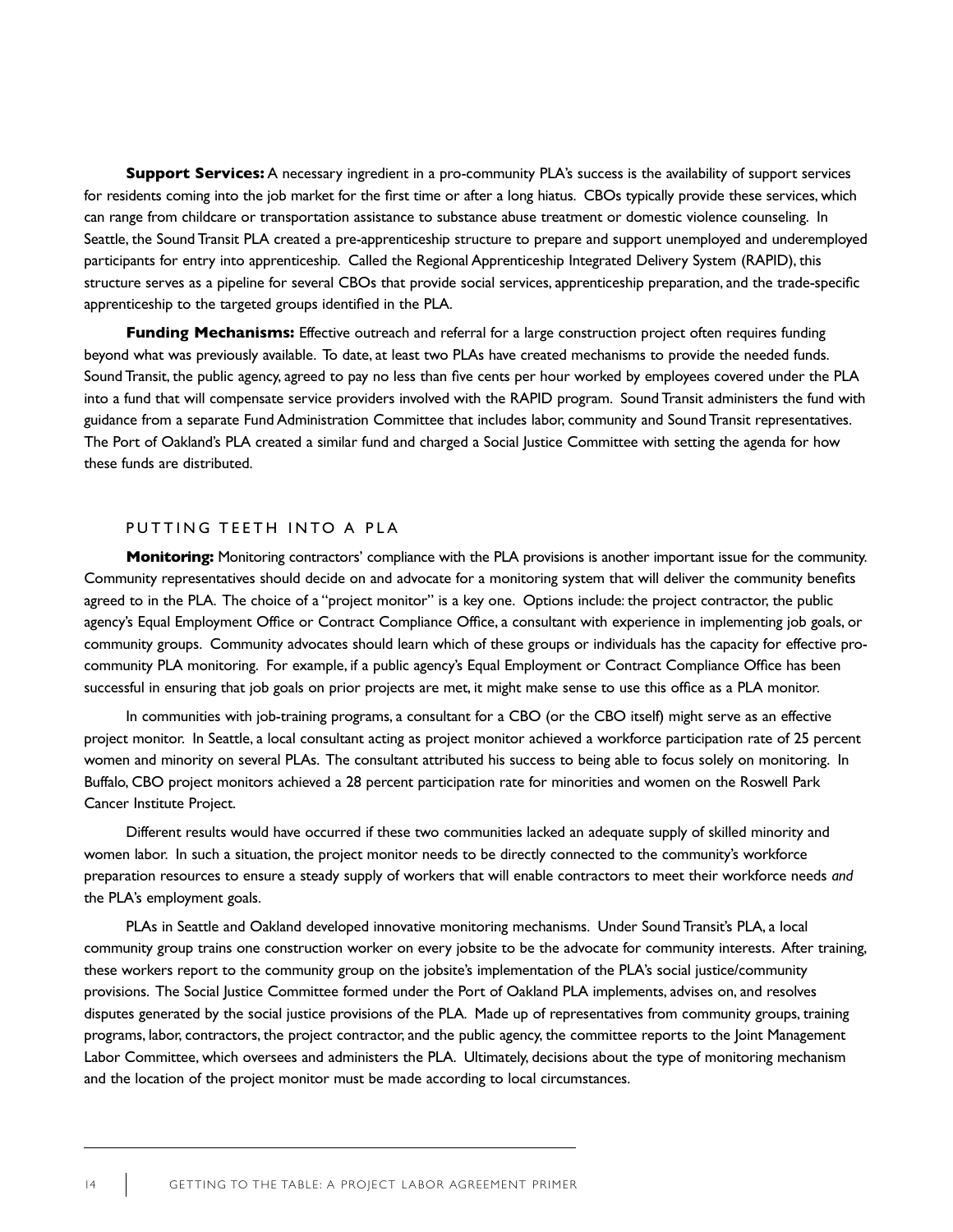**Support Services:** A necessary ingredient in a pro-community PLA's success is the availability of support services for residents coming into the job market for the first time or after a long hiatus. CBOs typically provide these services, which can range from childcare or transportation assistance to substance abuse treatment or domestic violence counseling. In Seattle, the Sound Transit PLA created a pre-apprenticeship structure to prepare and support unemployed and underemployed participants for entry into apprenticeship. Called the Regional Apprenticeship Integrated Delivery System (RAPID), this structure serves as a pipeline for several CBOs that provide social services, apprenticeship preparation, and the trade-specific apprenticeship to the targeted groups identified in the PLA.

**Funding Mechanisms:** Effective outreach and referral for a large construction project often requires funding beyond what was previously available. To date, at least two PLAs have created mechanisms to provide the needed funds. Sound Transit, the public agency, agreed to pay no less than five cents per hour worked by employees covered under the PLA into a fund that will compensate service providers involved with the RAPID program. Sound Transit administers the fund with guidance from a separate Fund Administration Committee that includes labor, community and Sound Transit representatives. The Port of Oakland's PLA created a similar fund and charged a Social Justice Committee with setting the agenda for how these funds are distributed.

## PUTTING TEETH INTO A PLA

**Monitoring:** Monitoring contractors' compliance with the PLA provisions is another important issue for the community. Community representatives should decide on and advocate for a monitoring system that will deliver the community benefits agreed to in the PLA. The choice of a "project monitor" is a key one. Options include: the project contractor, the public agency's Equal Employment Office or Contract Compliance Office, a consultant with experience in implementing job goals, or community groups. Community advocates should learn which of these groups or individuals has the capacity for effective pro-community PLA monitoring. For example, if a public agency's Equal Employment or Contract Compliance Office has been successful in ensuring that job goals on prior projects are met, it might make sense to use this office as a PLA monitor.

In communities with job-training programs, a consultant for a CBO (or the CBO itself) might serve as an effective project monitor. In Seattle, a local consultant acting as project monitor achieved a workforce participation rate of 25 percent women and minority on several PLAs. The consultant attributed his success to being able to focus solely on monitoring. In Buffalo, CBO project monitors achieved a 28 percent participation rate for minorities and women on the Roswell Park Cancer Institute Project.

Different results would have occurred if these two communities lacked an adequate supply of skilled minority and women labor. In such a situation, the project monitor needs to be directly connected to the community's workforce preparation resources to ensure a steady supply of workers that will enable contractors to meet their workforce needs *and* the PLA's employment goals.

PLAs in Seattle and Oakland developed innovative monitoring mechanisms. Under Sound Transit's PLA, a local community group trains one construction worker on every jobsite to be the advocate for community interests. After training, these workers report to the community group on the jobsite's implementation of the PLA's social justice/community provisions. The Social Justice Committee formed under the Port of Oakland PLA implements, advises on, and resolves disputes generated by the social justice provisions of the PLA. Made up of representatives from community groups, training programs, labor, contractors, the project contractor, and the public agency, the committee reports to the Joint Management Labor Committee, which oversees and administers the PLA. Ultimately, decisions about the type of monitoring mechanism and the location of the project monitor must be made according to local circumstances.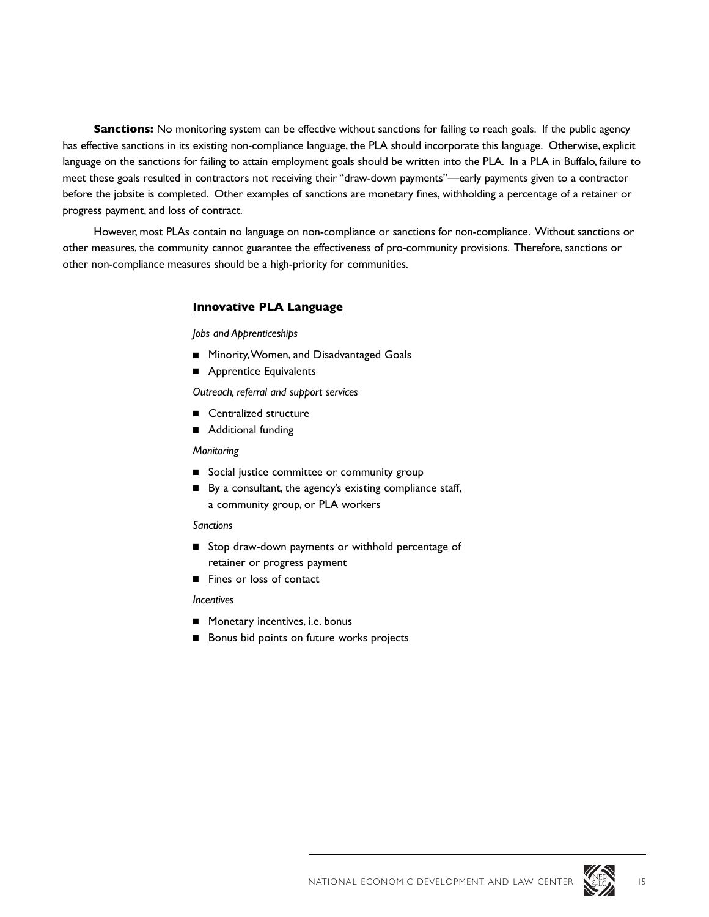**Sanctions:** No monitoring system can be effective without sanctions for failing to reach goals. If the public agency has effective sanctions in its existing non-compliance language, the PLA should incorporate this language. Otherwise, explicit language on the sanctions for failing to attain employment goals should be written into the PLA. In a PLA in Buffalo, failure to meet these goals resulted in contractors not receiving their "draw-down payments"—early payments given to a contractor before the jobsite is completed. Other examples of sanctions are monetary fines, withholding a percentage of a retainer or progress payment, and loss of contract.

However, most PLAs contain no language on non-compliance or sanctions for non-compliance. Without sanctions or other measures, the community cannot guarantee the effectiveness of pro-community provisions. Therefore, sanctions or other non-compliance measures should be a high-priority for communities.

### Innovative PLA Language

*Jobs and Apprenticeships*

- Minority, Women, and Disadvantaged Goals
- Apprentice Equivalents

*Outreach, referral and support services*

- Centralized structure
- Additional funding

*Monitoring*

- Social justice committee or community group
- By a consultant, the agency's existing compliance staff, a community group, or PLA workers

*Sanctions*

- Stop draw-down payments or withhold percentage of retainer or progress payment
- Fines or loss of contact

*Incentives*

- Monetary incentives, i.e. bonus
- Bonus bid points on future works projects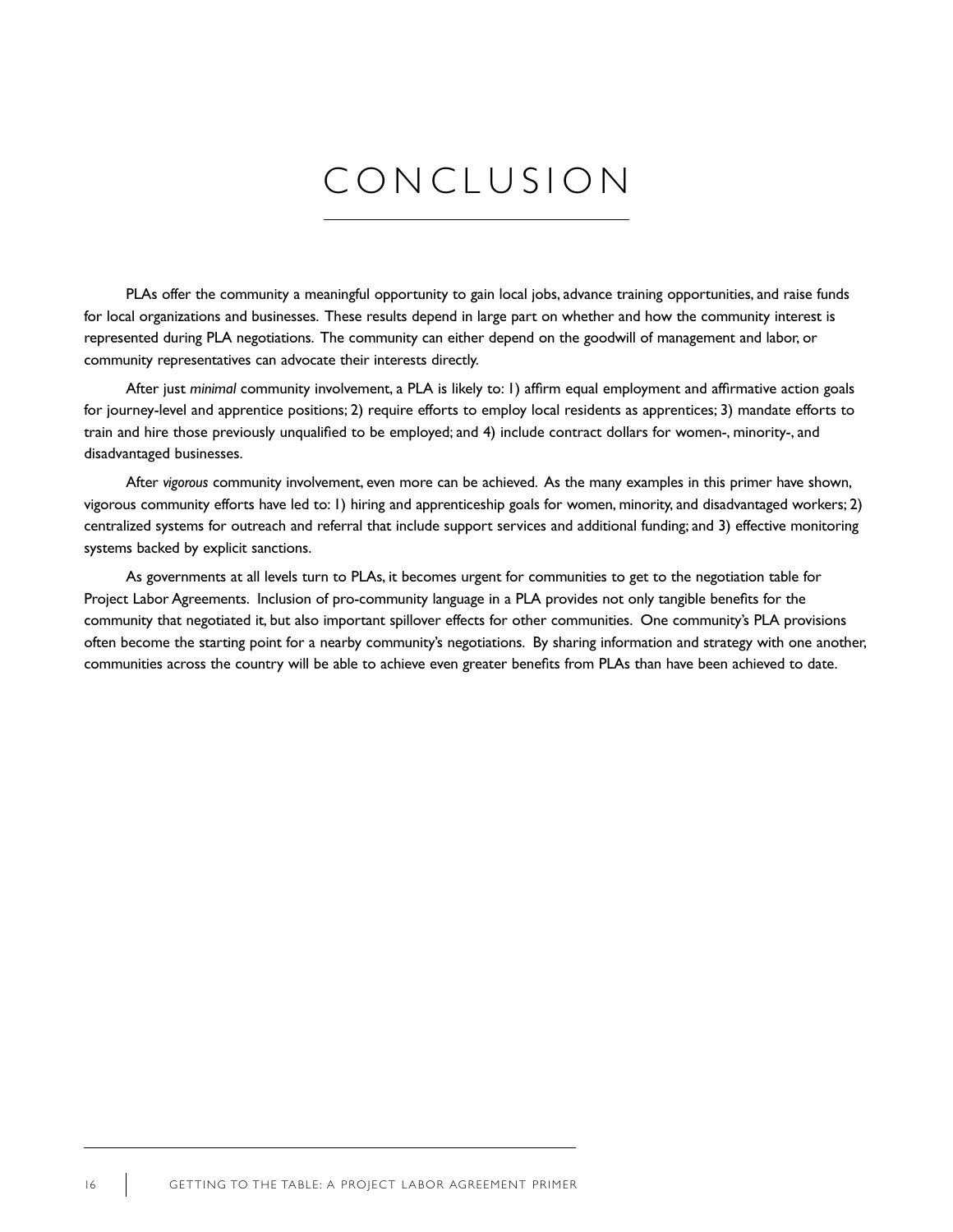# CONCLUSION

PLAs offer the community a meaningful opportunity to gain local jobs, advance training opportunities, and raise funds for local organizations and businesses. These results depend in large part on whether and how the community interest is represented during PLA negotiations. The community can either depend on the goodwill of management and labor, or community representatives can advocate their interests directly.

After just *minimal* community involvement, a PLA is likely to: 1) affirm equal employment and affirmative action goals for journey-level and apprentice positions; 2) require efforts to employ local residents as apprentices; 3) mandate efforts to train and hire those previously unqualified to be employed; and 4) include contract dollars for women-, minority-, and disadvantaged businesses.

After *vigorous* community involvement, even more can be achieved. As the many examples in this primer have shown, vigorous community efforts have led to: 1) hiring and apprenticeship goals for women, minority, and disadvantaged workers; 2) centralized systems for outreach and referral that include support services and additional funding; and 3) effective monitoring systems backed by explicit sanctions.

As governments at all levels turn to PLAs, it becomes urgent for communities to get to the negotiation table for Project Labor Agreements. Inclusion of pro-community language in a PLA provides not only tangible benefits for the community that negotiated it, but also important spillover effects for other communities. One community's PLA provisions often become the starting point for a nearby community's negotiations. By sharing information and strategy with one another, communities across the country will be able to achieve even greater benefits from PLAs than have been achieved to date.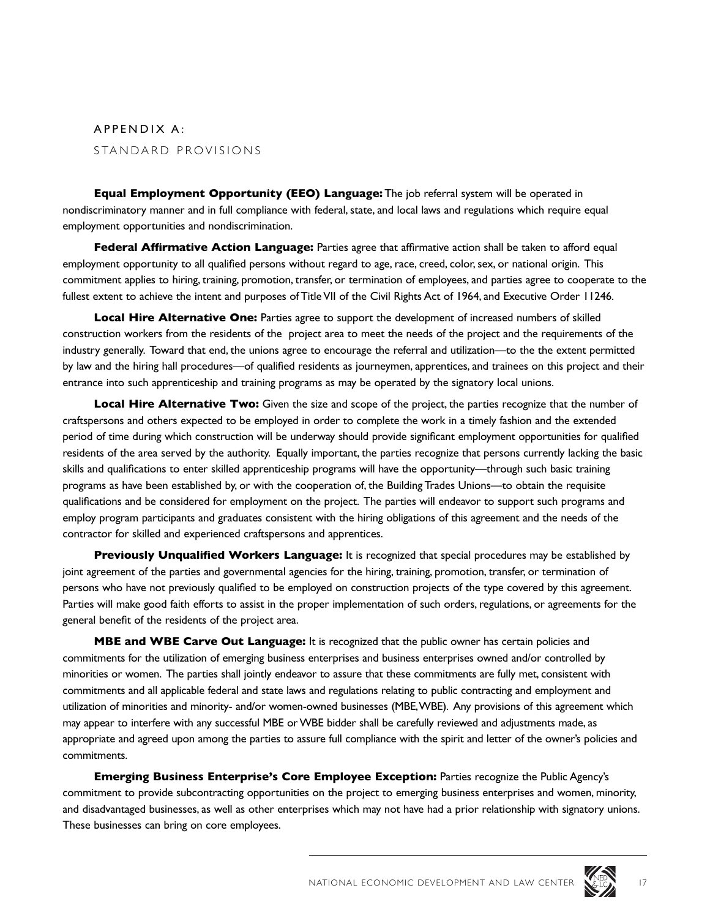## APPENDIX A:
### STANDARD PROVISIONS

**Equal Employment Opportunity (EEO) Language:** The job referral system will be operated in nondiscriminatory manner and in full compliance with federal, state, and local laws and regulations which require equal employment opportunities and nondiscrimination.

**Federal Affirmative Action Language:** Parties agree that affirmative action shall be taken to afford equal employment opportunity to all qualified persons without regard to age, race, creed, color, sex, or national origin. This commitment applies to hiring, training, promotion, transfer, or termination of employees, and parties agree to cooperate to the fullest extent to achieve the intent and purposes of Title VII of the Civil Rights Act of 1964, and Executive Order 11246.

**Local Hire Alternative One:** Parties agree to support the development of increased numbers of skilled construction workers from the residents of the project area to meet the needs of the project and the requirements of the industry generally. Toward that end, the unions agree to encourage the referral and utilization—to the the extent permitted by law and the hiring hall procedures—of qualified residents as journeymen, apprentices, and trainees on this project and their entrance into such apprenticeship and training programs as may be operated by the signatory local unions.

**Local Hire Alternative Two:** Given the size and scope of the project, the parties recognize that the number of craftspersons and others expected to be employed in order to complete the work in a timely fashion and the extended period of time during which construction will be underway should provide significant employment opportunities for qualified residents of the area served by the authority. Equally important, the parties recognize that persons currently lacking the basic skills and qualifications to enter skilled apprenticeship programs will have the opportunity—through such basic training programs as have been established by, or with the cooperation of, the Building Trades Unions—to obtain the requisite qualifications and be considered for employment on the project. The parties will endeavor to support such programs and employ program participants and graduates consistent with the hiring obligations of this agreement and the needs of the contractor for skilled and experienced craftspersons and apprentices.

**Previously Unqualified Workers Language:** It is recognized that special procedures may be established by joint agreement of the parties and governmental agencies for the hiring, training, promotion, transfer, or termination of persons who have not previously qualified to be employed on construction projects of the type covered by this agreement. Parties will make good faith efforts to assist in the proper implementation of such orders, regulations, or agreements for the general benefit of the residents of the project area.

**MBE and WBE Carve Out Language:** It is recognized that the public owner has certain policies and commitments for the utilization of emerging business enterprises and business enterprises owned and/or controlled by minorities or women. The parties shall jointly endeavor to assure that these commitments are fully met, consistent with commitments and all applicable federal and state laws and regulations relating to public contracting and employment and utilization of minorities and minority- and/or women-owned businesses (MBE, WBE). Any provisions of this agreement which may appear to interfere with any successful MBE or WBE bidder shall be carefully reviewed and adjustments made, as appropriate and agreed upon among the parties to assure full compliance with the spirit and letter of the owner's policies and commitments.

**Emerging Business Enterprise's Core Employee Exception:** Parties recognize the Public Agency's commitment to provide subcontracting opportunities on the project to emerging business enterprises and women, minority, and disadvantaged businesses, as well as other enterprises which may not have had a prior relationship with signatory unions. These businesses can bring on core employees.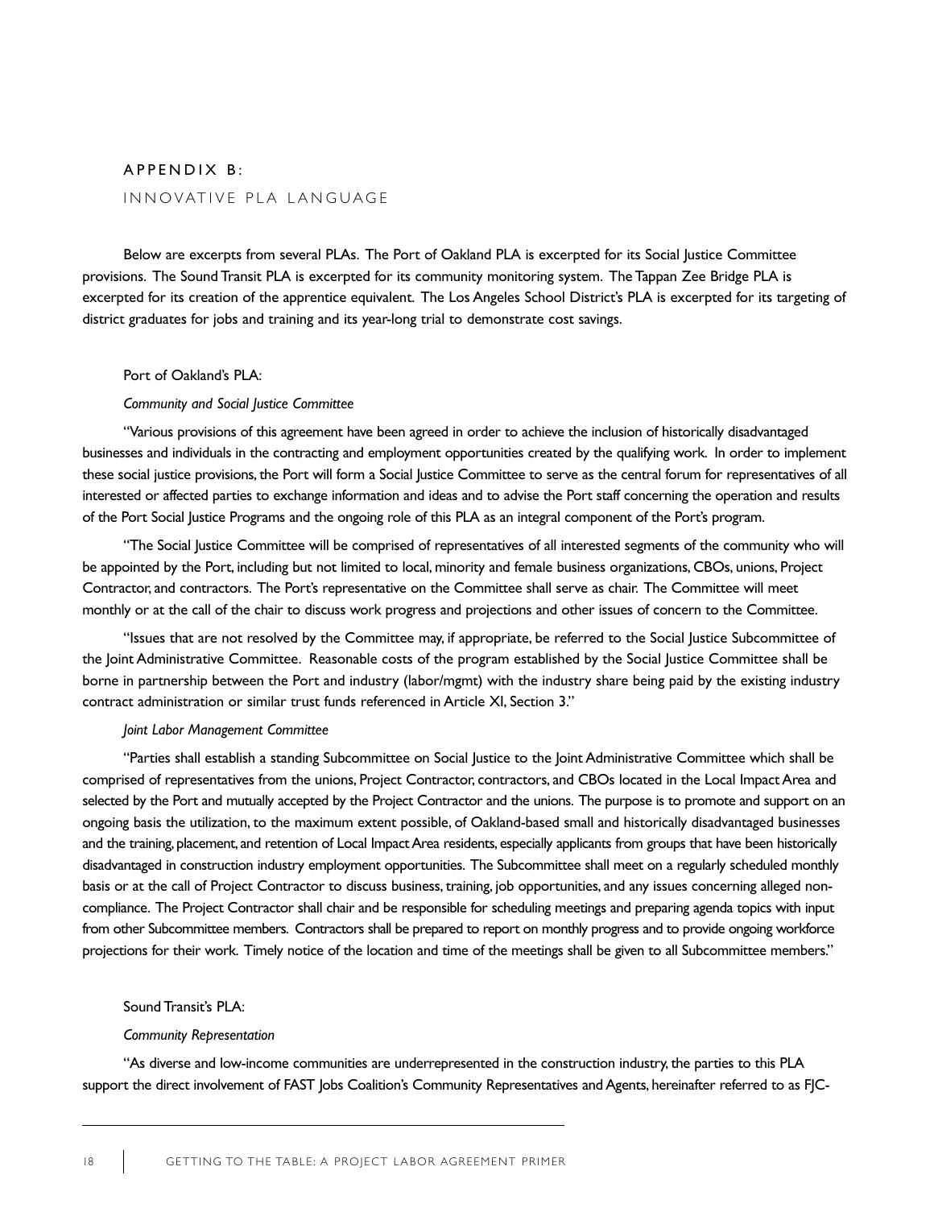## APPENDIX B:

### INNOVATIVE PLA LANGUAGE

Below are excerpts from several PLAs. The Port of Oakland PLA is excerpted for its Social Justice Committee provisions. The Sound Transit PLA is excerpted for its community monitoring system. The Tappan Zee Bridge PLA is excerpted for its creation of the apprentice equivalent. The Los Angeles School District's PLA is excerpted for its targeting of district graduates for jobs and training and its year-long trial to demonstrate cost savings.

Port of Oakland's PLA:

*Community and Social Justice Committee*

"Various provisions of this agreement have been agreed in order to achieve the inclusion of historically disadvantaged businesses and individuals in the contracting and employment opportunities created by the qualifying work. In order to implement these social justice provisions, the Port will form a Social Justice Committee to serve as the central forum for representatives of all interested or affected parties to exchange information and ideas and to advise the Port staff concerning the operation and results of the Port Social Justice Programs and the ongoing role of this PLA as an integral component of the Port's program.

"The Social Justice Committee will be comprised of representatives of all interested segments of the community who will be appointed by the Port, including but not limited to local, minority and female business organizations, CBOs, unions, Project Contractor, and contractors. The Port's representative on the Committee shall serve as chair. The Committee will meet monthly or at the call of the chair to discuss work progress and projections and other issues of concern to the Committee.

"Issues that are not resolved by the Committee may, if appropriate, be referred to the Social Justice Subcommittee of the Joint Administrative Committee. Reasonable costs of the program established by the Social Justice Committee shall be borne in partnership between the Port and industry (labor/mgmt) with the industry share being paid by the existing industry contract administration or similar trust funds referenced in Article XI, Section 3."

*Joint Labor Management Committee*

"Parties shall establish a standing Subcommittee on Social Justice to the Joint Administrative Committee which shall be comprised of representatives from the unions, Project Contractor, contractors, and CBOs located in the Local Impact Area and selected by the Port and mutually accepted by the Project Contractor and the unions. The purpose is to promote and support on an ongoing basis the utilization, to the maximum extent possible, of Oakland-based small and historically disadvantaged businesses and the training, placement, and retention of Local Impact Area residents, especially applicants from groups that have been historically disadvantaged in construction industry employment opportunities. The Subcommittee shall meet on a regularly scheduled monthly basis or at the call of Project Contractor to discuss business, training, job opportunities, and any issues concerning alleged non-compliance. The Project Contractor shall chair and be responsible for scheduling meetings and preparing agenda topics with input from other Subcommittee members. Contractors shall be prepared to report on monthly progress and to provide ongoing workforce projections for their work. Timely notice of the location and time of the meetings shall be given to all Subcommittee members."

Sound Transit's PLA:

*Community Representation*

"As diverse and low-income communities are underrepresented in the construction industry, the parties to this PLA support the direct involvement of FAST Jobs Coalition's Community Representatives and Agents, hereinafter referred to as FJC-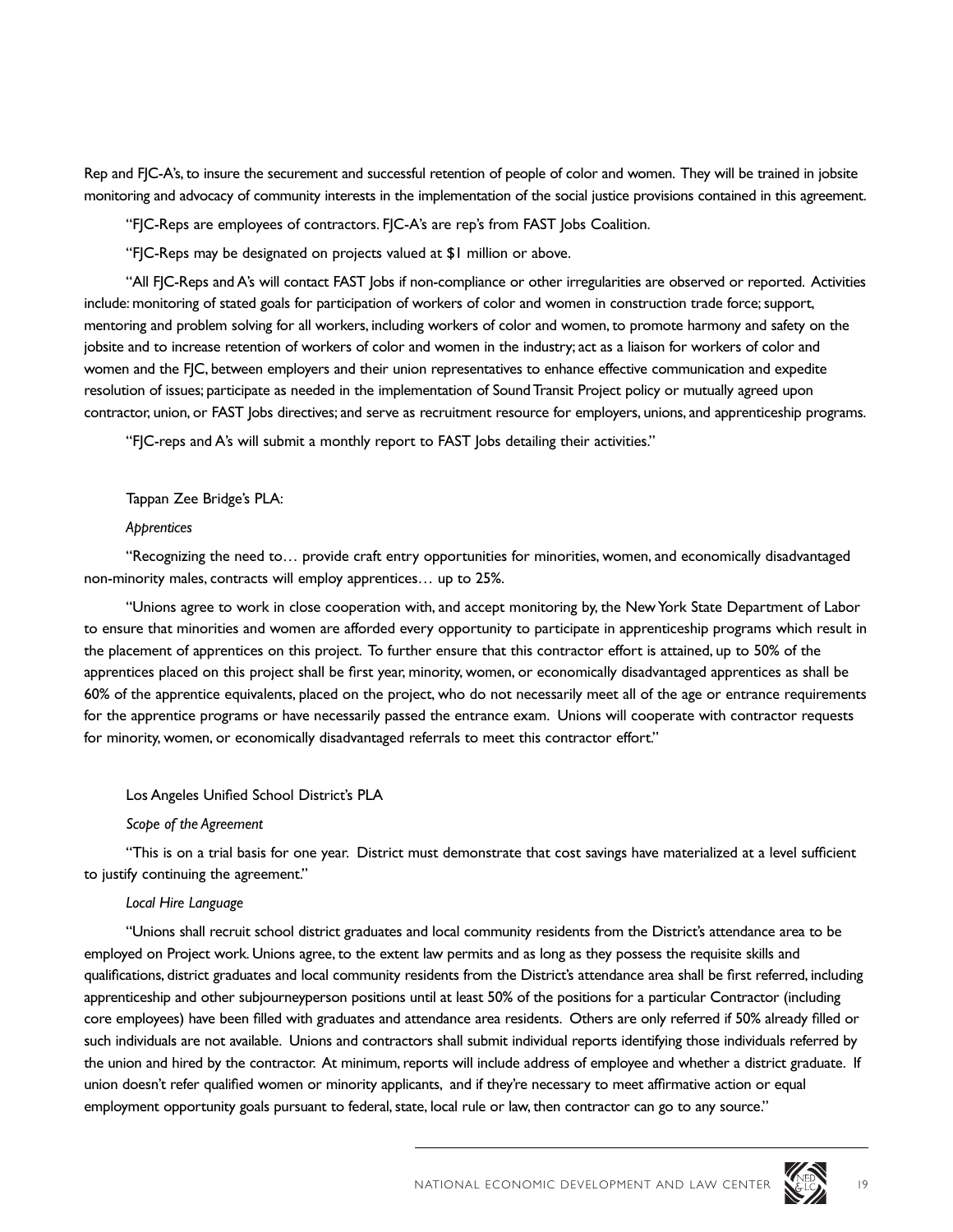Rep and FJC-A's, to insure the securement and successful retention of people of color and women. They will be trained in jobsite monitoring and advocacy of community interests in the implementation of the social justice provisions contained in this agreement.

"FJC-Reps are employees of contractors. FJC-A's are rep's from FAST Jobs Coalition.

"FJC-Reps may be designated on projects valued at $1 million or above.

"All FJC-Reps and A's will contact FAST Jobs if non-compliance or other irregularities are observed or reported. Activities include: monitoring of stated goals for participation of workers of color and women in construction trade force; support, mentoring and problem solving for all workers, including workers of color and women, to promote harmony and safety on the jobsite and to increase retention of workers of color and women in the industry; act as a liaison for workers of color and women and the FJC, between employers and their union representatives to enhance effective communication and expedite resolution of issues; participate as needed in the implementation of Sound Transit Project policy or mutually agreed upon contractor, union, or FAST Jobs directives; and serve as recruitment resource for employers, unions, and apprenticeship programs.

"FJC-reps and A's will submit a monthly report to FAST Jobs detailing their activities."

Tappan Zee Bridge's PLA:

*Apprentices*

"Recognizing the need to… provide craft entry opportunities for minorities, women, and economically disadvantaged non-minority males, contracts will employ apprentices… up to 25%.

"Unions agree to work in close cooperation with, and accept monitoring by, the New York State Department of Labor to ensure that minorities and women are afforded every opportunity to participate in apprenticeship programs which result in the placement of apprentices on this project. To further ensure that this contractor effort is attained, up to 50% of the apprentices placed on this project shall be first year, minority, women, or economically disadvantaged apprentices as shall be 60% of the apprentice equivalents, placed on the project, who do not necessarily meet all of the age or entrance requirements for the apprentice programs or have necessarily passed the entrance exam. Unions will cooperate with contractor requests for minority, women, or economically disadvantaged referrals to meet this contractor effort."

Los Angeles Unified School District's PLA

*Scope of the Agreement*

"This is on a trial basis for one year. District must demonstrate that cost savings have materialized at a level sufficient to justify continuing the agreement."

*Local Hire Language*

"Unions shall recruit school district graduates and local community residents from the District's attendance area to be employed on Project work. Unions agree, to the extent law permits and as long as they possess the requisite skills and qualifications, district graduates and local community residents from the District's attendance area shall be first referred, including apprenticeship and other subjourneyperson positions until at least 50% of the positions for a particular Contractor (including core employees) have been filled with graduates and attendance area residents. Others are only referred if 50% already filled or such individuals are not available. Unions and contractors shall submit individual reports identifying those individuals referred by the union and hired by the contractor. At minimum, reports will include address of employee and whether a district graduate. If union doesn't refer qualified women or minority applicants, and if they're necessary to meet affirmative action or equal employment opportunity goals pursuant to federal, state, local rule or law, then contractor can go to any source."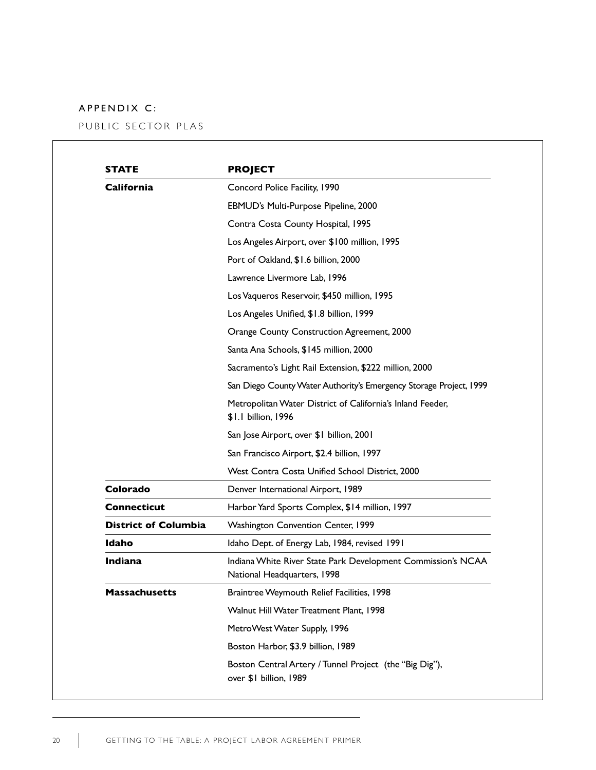## APPENDIX C:

PUBLIC SECTOR PLAS

| STATE | PROJECT |
|---|---|
| **California** | Concord Police Facility, 1990 |
| | EBMUD's Multi-Purpose Pipeline, 2000 |
| | Contra Costa County Hospital, 1995 |
| | Los Angeles Airport, over $100 million, 1995 |
| | Port of Oakland, $1.6 billion, 2000 |
| | Lawrence Livermore Lab, 1996 |
| | Los Vaqueros Reservoir, $450 million, 1995 |
| | Los Angeles Unified, $1.8 billion, 1999 |
| | Orange County Construction Agreement, 2000 |
| | Santa Ana Schools, $145 million, 2000 |
| | Sacramento's Light Rail Extension, $222 million, 2000 |
| | San Diego County Water Authority's Emergency Storage Project, 1999 |
| | Metropolitan Water District of California's Inland Feeder, $1.1 billion, 1996 |
| | San Jose Airport, over $1 billion, 2001 |
| | San Francisco Airport, $2.4 billion, 1997 |
| | West Contra Costa Unified School District, 2000 |
| **Colorado** | Denver International Airport, 1989 |
| **Connecticut** | Harbor Yard Sports Complex, $14 million, 1997 |
| **District of Columbia** | Washington Convention Center, 1999 |
| **Idaho** | Idaho Dept. of Energy Lab, 1984, revised 1991 |
| **Indiana** | Indiana White River State Park Development Commission's NCAA National Headquarters, 1998 |
| **Massachusetts** | Braintree Weymouth Relief Facilities, 1998 |
| | Walnut Hill Water Treatment Plant, 1998 |
| | MetroWest Water Supply, 1996 |
| | Boston Harbor, $3.9 billion, 1989 |
| | Boston Central Artery / Tunnel Project (the "Big Dig"), over $1 billion, 1989 |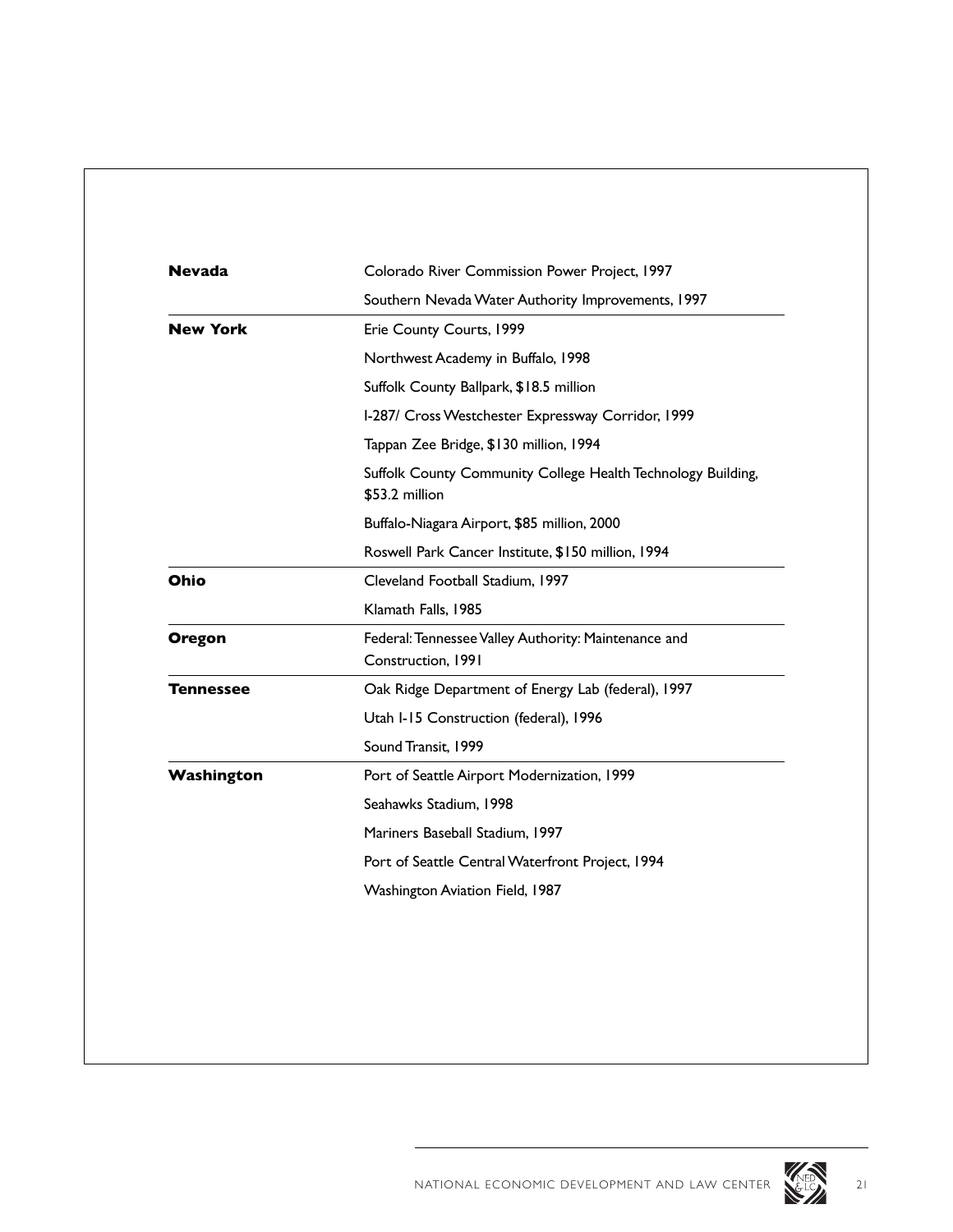| State | Project |
|---|---|
| **Nevada** | Colorado River Commission Power Project, 1997 |
| | Southern Nevada Water Authority Improvements, 1997 |
| **New York** | Erie County Courts, 1999 |
| | Northwest Academy in Buffalo, 1998 |
| | Suffolk County Ballpark, $18.5 million |
| | I-287/ Cross Westchester Expressway Corridor, 1999 |
| | Tappan Zee Bridge, $130 million, 1994 |
| | Suffolk County Community College Health Technology Building, $53.2 million |
| | Buffalo-Niagara Airport, $85 million, 2000 |
| | Roswell Park Cancer Institute, $150 million, 1994 |
| **Ohio** | Cleveland Football Stadium, 1997 |
| | Klamath Falls, 1985 |
| **Oregon** | Federal: Tennessee Valley Authority: Maintenance and Construction, 1991 |
| **Tennessee** | Oak Ridge Department of Energy Lab (federal), 1997 |
| | Utah I-15 Construction (federal), 1996 |
| | Sound Transit, 1999 |
| **Washington** | Port of Seattle Airport Modernization, 1999 |
| | Seahawks Stadium, 1998 |
| | Mariners Baseball Stadium, 1997 |
| | Port of Seattle Central Waterfront Project, 1994 |
| | Washington Aviation Field, 1987 |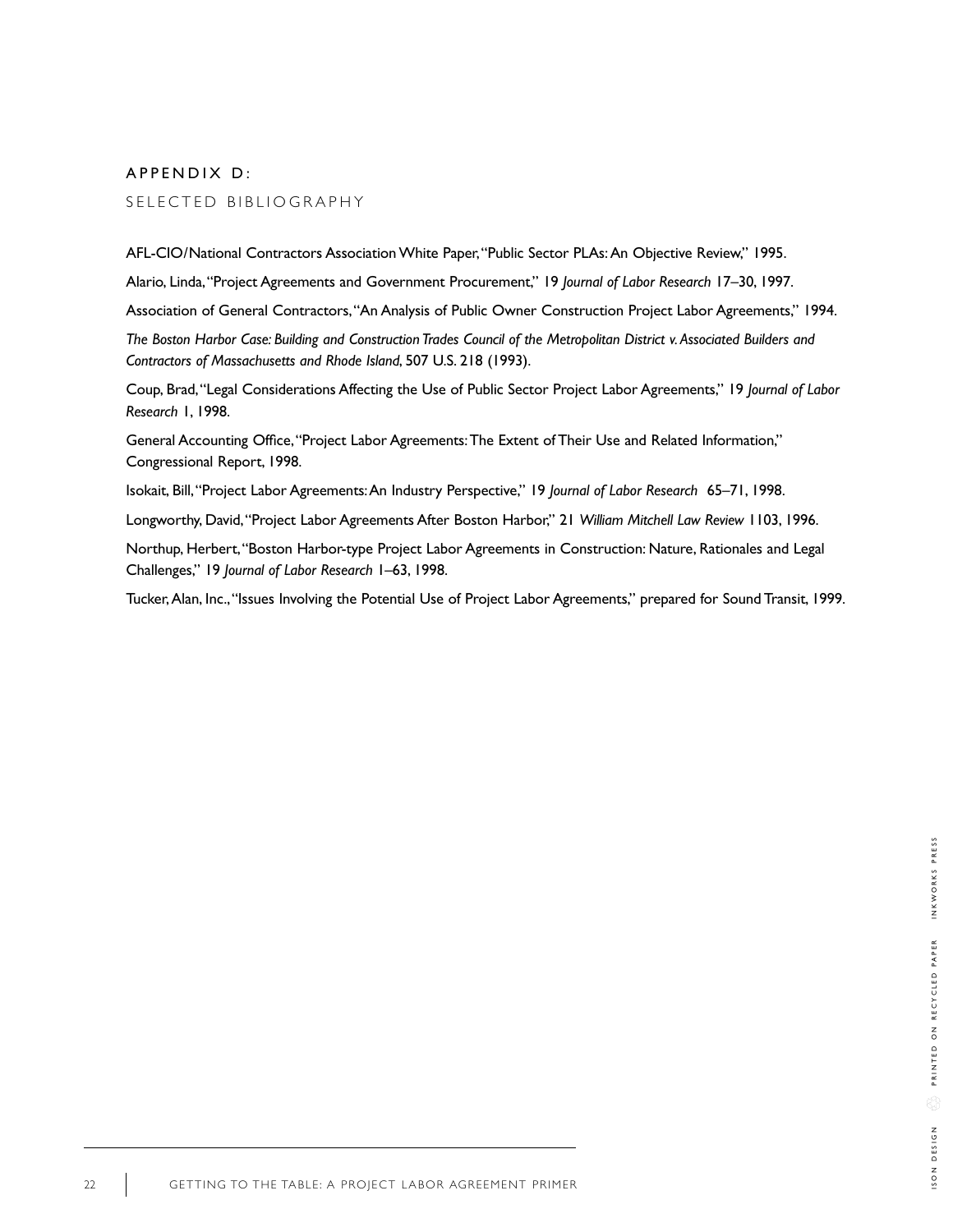## APPENDIX D:

### SELECTED BIBLIOGRAPHY

AFL-CIO/National Contractors Association White Paper, "Public Sector PLAs: An Objective Review," 1995.

Alario, Linda, "Project Agreements and Government Procurement," 19 *Journal of Labor Research* 17–30, 1997.

Association of General Contractors, "An Analysis of Public Owner Construction Project Labor Agreements," 1994.

*The Boston Harbor Case: Building and Construction Trades Council of the Metropolitan District v. Associated Builders and Contractors of Massachusetts and Rhode Island*, 507 U.S. 218 (1993).

Coup, Brad, "Legal Considerations Affecting the Use of Public Sector Project Labor Agreements," 19 *Journal of Labor Research* 1, 1998.

General Accounting Office, "Project Labor Agreements: The Extent of Their Use and Related Information," Congressional Report, 1998.

Isokait, Bill, "Project Labor Agreements: An Industry Perspective," 19 *Journal of Labor Research* 65–71, 1998.

Longworthy, David, "Project Labor Agreements After Boston Harbor," 21 *William Mitchell Law Review* 1103, 1996.

Northup, Herbert, "Boston Harbor-type Project Labor Agreements in Construction: Nature, Rationales and Legal Challenges," 19 *Journal of Labor Research* 1–63, 1998.

Tucker, Alan, Inc., "Issues Involving the Potential Use of Project Labor Agreements," prepared for Sound Transit, 1999.